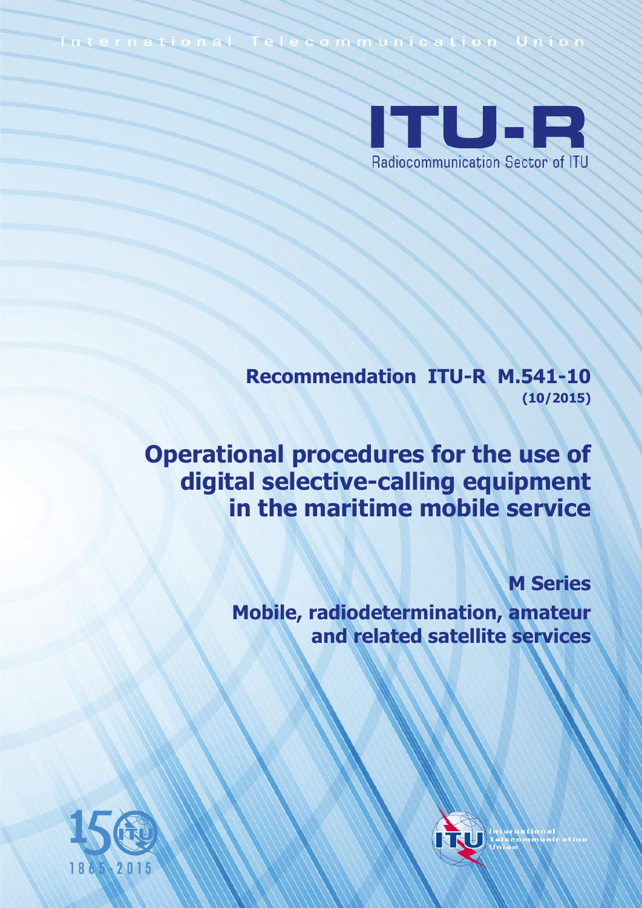International Telecommunication Union

ITU-R

Radiocommunication Sector of ITU

**Recommendation ITU-R M.541-10**
**(10/2015)**

# Operational procedures for the use of digital selective-calling equipment in the maritime mobile service

**M Series**

**Mobile, radiodetermination, amateur and related satellite services**

1865 - 2015

International Telecommunication Union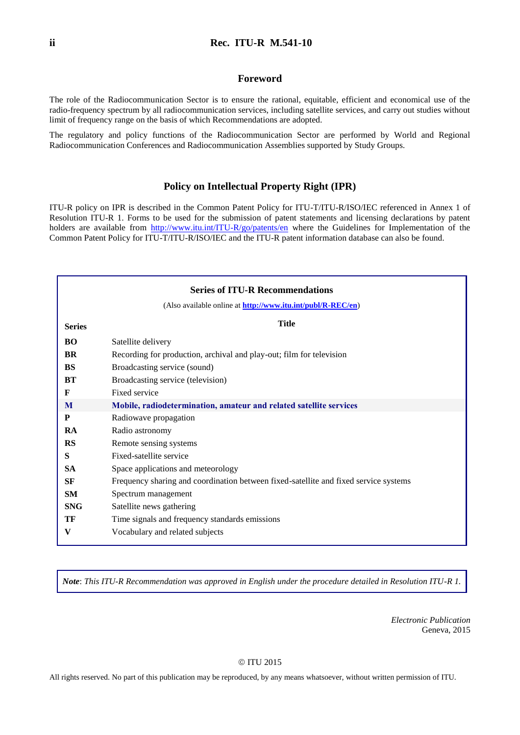## Foreword

The role of the Radiocommunication Sector is to ensure the rational, equitable, efficient and economical use of the radio-frequency spectrum by all radiocommunication services, including satellite services, and carry out studies without limit of frequency range on the basis of which Recommendations are adopted.

The regulatory and policy functions of the Radiocommunication Sector are performed by World and Regional Radiocommunication Conferences and Radiocommunication Assemblies supported by Study Groups.

## Policy on Intellectual Property Right (IPR)

ITU-R policy on IPR is described in the Common Patent Policy for ITU-T/ITU-R/ISO/IEC referenced in Annex 1 of Resolution ITU-R 1. Forms to be used for the submission of patent statements and licensing declarations by patent holders are available from http://www.itu.int/ITU-R/go/patents/en where the Guidelines for Implementation of the Common Patent Policy for ITU-T/ITU-R/ISO/IEC and the ITU-R patent information database can also be found.

### Series of ITU-R Recommendations

(Also available online at **http://www.itu.int/publ/R-REC/en**)

| Series | Title |
|---|---|
| **BO** | Satellite delivery |
| **BR** | Recording for production, archival and play-out; film for television |
| **BS** | Broadcasting service (sound) |
| **BT** | Broadcasting service (television) |
| **F** | Fixed service |
| **M** | **Mobile, radiodetermination, amateur and related satellite services** |
| **P** | Radiowave propagation |
| **RA** | Radio astronomy |
| **RS** | Remote sensing systems |
| **S** | Fixed-satellite service |
| **SA** | Space applications and meteorology |
| **SF** | Frequency sharing and coordination between fixed-satellite and fixed service systems |
| **SM** | Spectrum management |
| **SNG** | Satellite news gathering |
| **TF** | Time signals and frequency standards emissions |
| **V** | Vocabulary and related subjects |

***Note***: *This ITU-R Recommendation was approved in English under the procedure detailed in Resolution ITU-R 1.*

*Electronic Publication*
Geneva, 2015

© ITU 2015

All rights reserved. No part of this publication may be reproduced, by any means whatsoever, without written permission of ITU.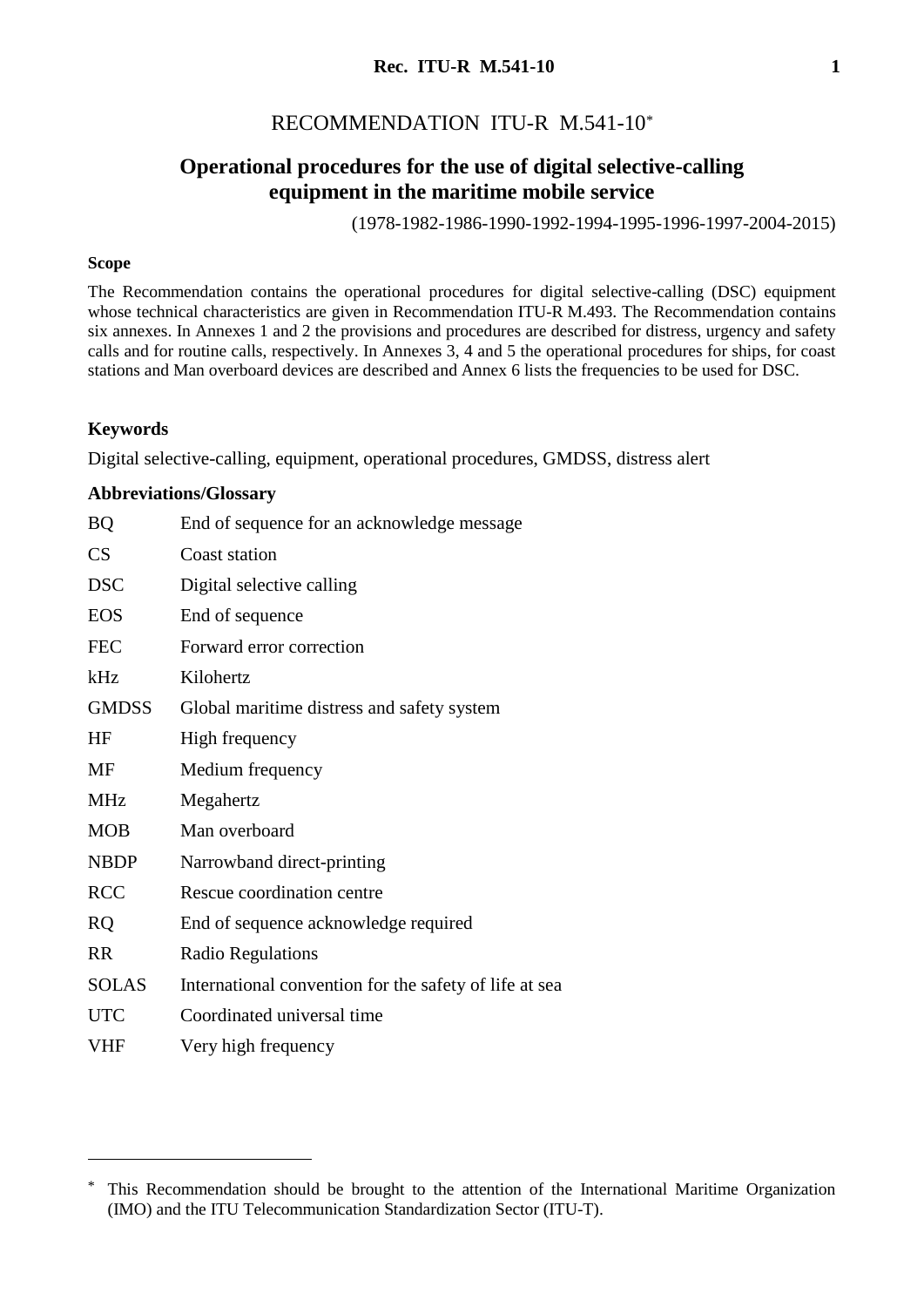# RECOMMENDATION ITU-R M.541-10*

## Operational procedures for the use of digital selective-calling equipment in the maritime mobile service

(1978-1982-1986-1990-1992-1994-1995-1996-1997-2004-2015)

### Scope

The Recommendation contains the operational procedures for digital selective-calling (DSC) equipment whose technical characteristics are given in Recommendation ITU-R M.493. The Recommendation contains six annexes. In Annexes 1 and 2 the provisions and procedures are described for distress, urgency and safety calls and for routine calls, respectively. In Annexes 3, 4 and 5 the operational procedures for ships, for coast stations and Man overboard devices are described and Annex 6 lists the frequencies to be used for DSC.

### Keywords

Digital selective-calling, equipment, operational procedures, GMDSS, distress alert

### Abbreviations/Glossary

| | |
|---|---|
| BQ | End of sequence for an acknowledge message |
| CS | Coast station |
| DSC | Digital selective calling |
| EOS | End of sequence |
| FEC | Forward error correction |
| kHz | Kilohertz |
| GMDSS | Global maritime distress and safety system |
| HF | High frequency |
| MF | Medium frequency |
| MHz | Megahertz |
| MOB | Man overboard |
| NBDP | Narrowband direct-printing |
| RCC | Rescue coordination centre |
| RQ | End of sequence acknowledge required |
| RR | Radio Regulations |
| SOLAS | International convention for the safety of life at sea |
| UTC | Coordinated universal time |
| VHF | Very high frequency |

* This Recommendation should be brought to the attention of the International Maritime Organization (IMO) and the ITU Telecommunication Standardization Sector (ITU-T).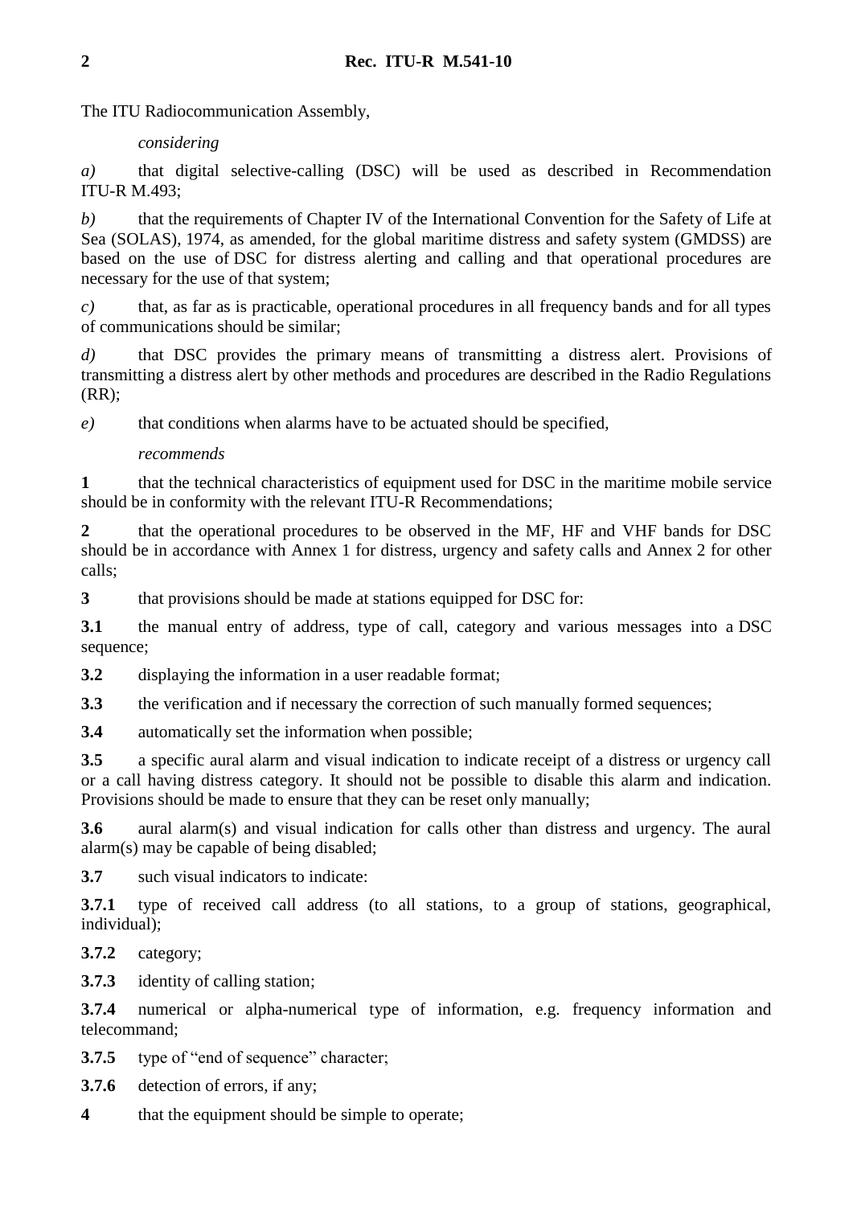The ITU Radiocommunication Assembly,

*considering*

*a)* that digital selective-calling (DSC) will be used as described in Recommendation ITU-R M.493;

*b)* that the requirements of Chapter IV of the International Convention for the Safety of Life at Sea (SOLAS), 1974, as amended, for the global maritime distress and safety system (GMDSS) are based on the use of DSC for distress alerting and calling and that operational procedures are necessary for the use of that system;

*c)* that, as far as is practicable, operational procedures in all frequency bands and for all types of communications should be similar;

*d)* that DSC provides the primary means of transmitting a distress alert. Provisions of transmitting a distress alert by other methods and procedures are described in the Radio Regulations (RR);

*e)* that conditions when alarms have to be actuated should be specified,

*recommends*

**1** that the technical characteristics of equipment used for DSC in the maritime mobile service should be in conformity with the relevant ITU-R Recommendations;

**2** that the operational procedures to be observed in the MF, HF and VHF bands for DSC should be in accordance with Annex 1 for distress, urgency and safety calls and Annex 2 for other calls;

**3** that provisions should be made at stations equipped for DSC for:

**3.1** the manual entry of address, type of call, category and various messages into a DSC sequence;

**3.2** displaying the information in a user readable format;

**3.3** the verification and if necessary the correction of such manually formed sequences;

**3.4** automatically set the information when possible;

**3.5** a specific aural alarm and visual indication to indicate receipt of a distress or urgency call or a call having distress category. It should not be possible to disable this alarm and indication. Provisions should be made to ensure that they can be reset only manually;

**3.6** aural alarm(s) and visual indication for calls other than distress and urgency. The aural alarm(s) may be capable of being disabled;

**3.7** such visual indicators to indicate:

**3.7.1** type of received call address (to all stations, to a group of stations, geographical, individual);

**3.7.2** category;

**3.7.3** identity of calling station;

**3.7.4** numerical or alpha-numerical type of information, e.g. frequency information and telecommand;

**3.7.5** type of "end of sequence" character;

**3.7.6** detection of errors, if any;

**4** that the equipment should be simple to operate;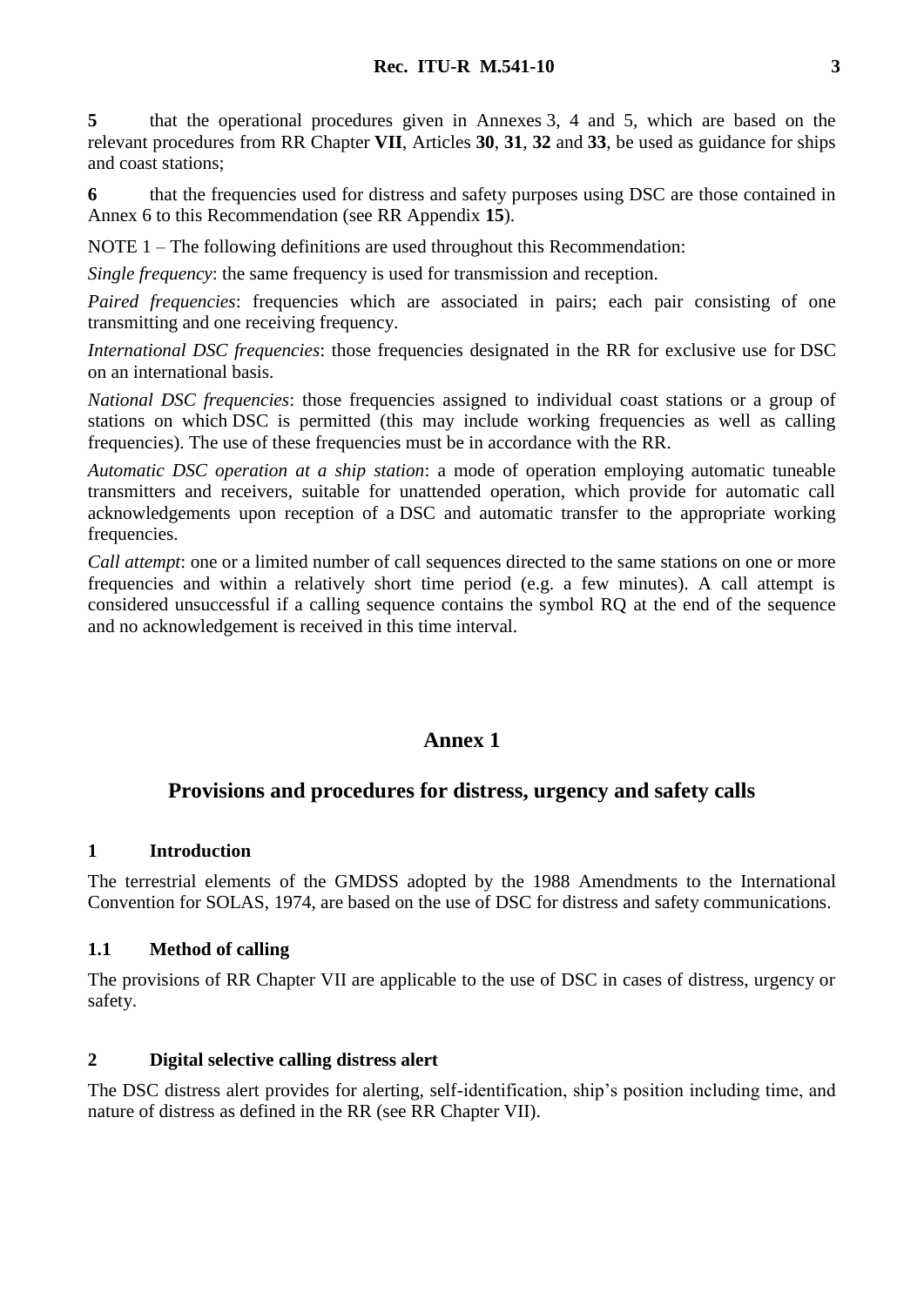**5** that the operational procedures given in Annexes 3, 4 and 5, which are based on the relevant procedures from RR Chapter **VII**, Articles **30**, **31**, **32** and **33**, be used as guidance for ships and coast stations;

**6** that the frequencies used for distress and safety purposes using DSC are those contained in Annex 6 to this Recommendation (see RR Appendix **15**).

NOTE 1 – The following definitions are used throughout this Recommendation:

*Single frequency*: the same frequency is used for transmission and reception.

*Paired frequencies*: frequencies which are associated in pairs; each pair consisting of one transmitting and one receiving frequency.

*International DSC frequencies*: those frequencies designated in the RR for exclusive use for DSC on an international basis.

*National DSC frequencies*: those frequencies assigned to individual coast stations or a group of stations on which DSC is permitted (this may include working frequencies as well as calling frequencies). The use of these frequencies must be in accordance with the RR.

*Automatic DSC operation at a ship station*: a mode of operation employing automatic tuneable transmitters and receivers, suitable for unattended operation, which provide for automatic call acknowledgements upon reception of a DSC and automatic transfer to the appropriate working frequencies.

*Call attempt*: one or a limited number of call sequences directed to the same stations on one or more frequencies and within a relatively short time period (e.g. a few minutes). A call attempt is considered unsuccessful if a calling sequence contains the symbol RQ at the end of the sequence and no acknowledgement is received in this time interval.

# Annex 1

## Provisions and procedures for distress, urgency and safety calls

### 1 Introduction

The terrestrial elements of the GMDSS adopted by the 1988 Amendments to the International Convention for SOLAS, 1974, are based on the use of DSC for distress and safety communications.

### 1.1 Method of calling

The provisions of RR Chapter VII are applicable to the use of DSC in cases of distress, urgency or safety.

### 2 Digital selective calling distress alert

The DSC distress alert provides for alerting, self-identification, ship's position including time, and nature of distress as defined in the RR (see RR Chapter VII).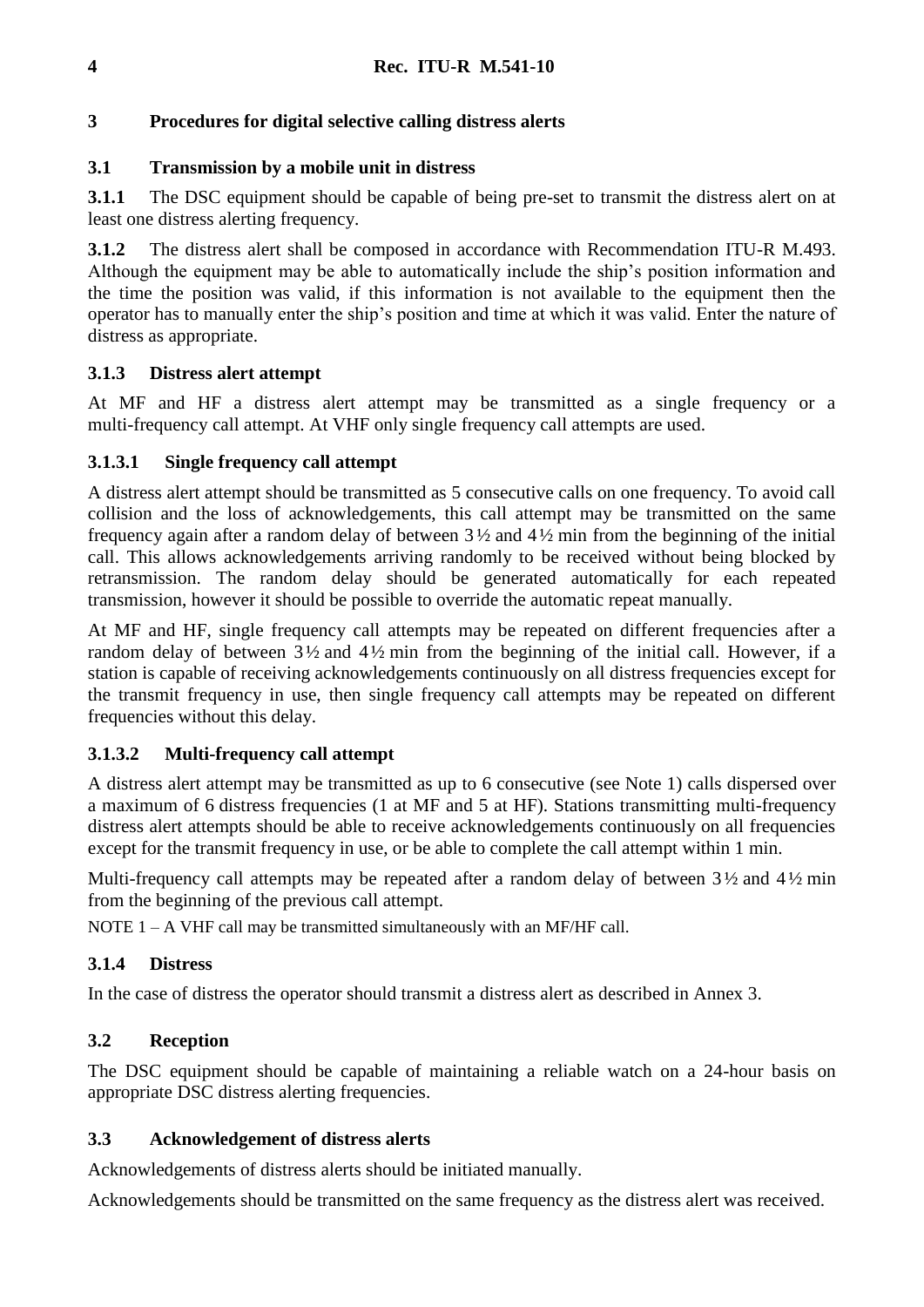## 3 Procedures for digital selective calling distress alerts

### 3.1 Transmission by a mobile unit in distress

**3.1.1** The DSC equipment should be capable of being pre-set to transmit the distress alert on at least one distress alerting frequency.

**3.1.2** The distress alert shall be composed in accordance with Recommendation ITU-R M.493. Although the equipment may be able to automatically include the ship's position information and the time the position was valid, if this information is not available to the equipment then the operator has to manually enter the ship's position and time at which it was valid. Enter the nature of distress as appropriate.

#### 3.1.3 Distress alert attempt

At MF and HF a distress alert attempt may be transmitted as a single frequency or a multi-frequency call attempt. At VHF only single frequency call attempts are used.

##### 3.1.3.1 Single frequency call attempt

A distress alert attempt should be transmitted as 5 consecutive calls on one frequency. To avoid call collision and the loss of acknowledgements, this call attempt may be transmitted on the same frequency again after a random delay of between 3½ and 4½ min from the beginning of the initial call. This allows acknowledgements arriving randomly to be received without being blocked by retransmission. The random delay should be generated automatically for each repeated transmission, however it should be possible to override the automatic repeat manually.

At MF and HF, single frequency call attempts may be repeated on different frequencies after a random delay of between 3½ and 4½ min from the beginning of the initial call. However, if a station is capable of receiving acknowledgements continuously on all distress frequencies except for the transmit frequency in use, then single frequency call attempts may be repeated on different frequencies without this delay.

##### 3.1.3.2 Multi-frequency call attempt

A distress alert attempt may be transmitted as up to 6 consecutive (see Note 1) calls dispersed over a maximum of 6 distress frequencies (1 at MF and 5 at HF). Stations transmitting multi-frequency distress alert attempts should be able to receive acknowledgements continuously on all frequencies except for the transmit frequency in use, or be able to complete the call attempt within 1 min.

Multi-frequency call attempts may be repeated after a random delay of between 3½ and 4½ min from the beginning of the previous call attempt.

NOTE 1 – A VHF call may be transmitted simultaneously with an MF/HF call.

#### 3.1.4 Distress

In the case of distress the operator should transmit a distress alert as described in Annex 3.

### 3.2 Reception

The DSC equipment should be capable of maintaining a reliable watch on a 24-hour basis on appropriate DSC distress alerting frequencies.

### 3.3 Acknowledgement of distress alerts

Acknowledgements of distress alerts should be initiated manually.

Acknowledgements should be transmitted on the same frequency as the distress alert was received.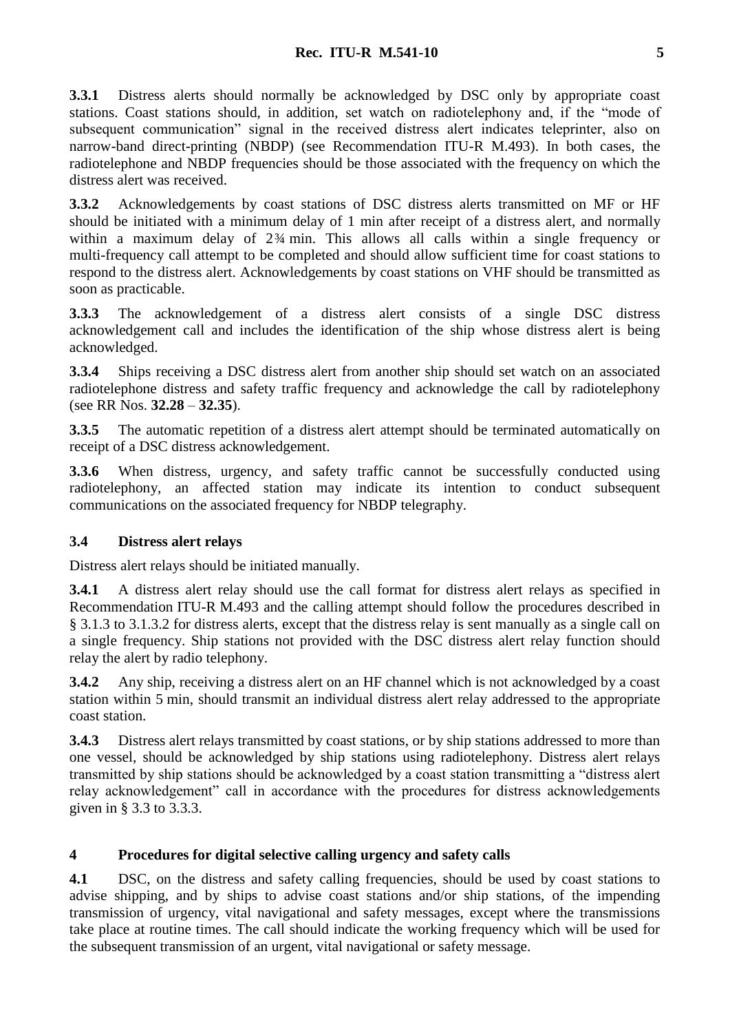**3.3.1** Distress alerts should normally be acknowledged by DSC only by appropriate coast stations. Coast stations should, in addition, set watch on radiotelephony and, if the "mode of subsequent communication" signal in the received distress alert indicates teleprinter, also on narrow-band direct-printing (NBDP) (see Recommendation ITU-R M.493). In both cases, the radiotelephone and NBDP frequencies should be those associated with the frequency on which the distress alert was received.

**3.3.2** Acknowledgements by coast stations of DSC distress alerts transmitted on MF or HF should be initiated with a minimum delay of 1 min after receipt of a distress alert, and normally within a maximum delay of 2¾ min. This allows all calls within a single frequency or multi-frequency call attempt to be completed and should allow sufficient time for coast stations to respond to the distress alert. Acknowledgements by coast stations on VHF should be transmitted as soon as practicable.

**3.3.3** The acknowledgement of a distress alert consists of a single DSC distress acknowledgement call and includes the identification of the ship whose distress alert is being acknowledged.

**3.3.4** Ships receiving a DSC distress alert from another ship should set watch on an associated radiotelephone distress and safety traffic frequency and acknowledge the call by radiotelephony (see RR Nos. **32.28** – **32.35**).

**3.3.5** The automatic repetition of a distress alert attempt should be terminated automatically on receipt of a DSC distress acknowledgement.

**3.3.6** When distress, urgency, and safety traffic cannot be successfully conducted using radiotelephony, an affected station may indicate its intention to conduct subsequent communications on the associated frequency for NBDP telegraphy.

### 3.4 Distress alert relays

Distress alert relays should be initiated manually.

**3.4.1** A distress alert relay should use the call format for distress alert relays as specified in Recommendation ITU-R M.493 and the calling attempt should follow the procedures described in § 3.1.3 to 3.1.3.2 for distress alerts, except that the distress relay is sent manually as a single call on a single frequency. Ship stations not provided with the DSC distress alert relay function should relay the alert by radio telephony.

**3.4.2** Any ship, receiving a distress alert on an HF channel which is not acknowledged by a coast station within 5 min, should transmit an individual distress alert relay addressed to the appropriate coast station.

**3.4.3** Distress alert relays transmitted by coast stations, or by ship stations addressed to more than one vessel, should be acknowledged by ship stations using radiotelephony. Distress alert relays transmitted by ship stations should be acknowledged by a coast station transmitting a "distress alert relay acknowledgement" call in accordance with the procedures for distress acknowledgements given in § 3.3 to 3.3.3.

## 4 Procedures for digital selective calling urgency and safety calls

**4.1** DSC, on the distress and safety calling frequencies, should be used by coast stations to advise shipping, and by ships to advise coast stations and/or ship stations, of the impending transmission of urgency, vital navigational and safety messages, except where the transmissions take place at routine times. The call should indicate the working frequency which will be used for the subsequent transmission of an urgent, vital navigational or safety message.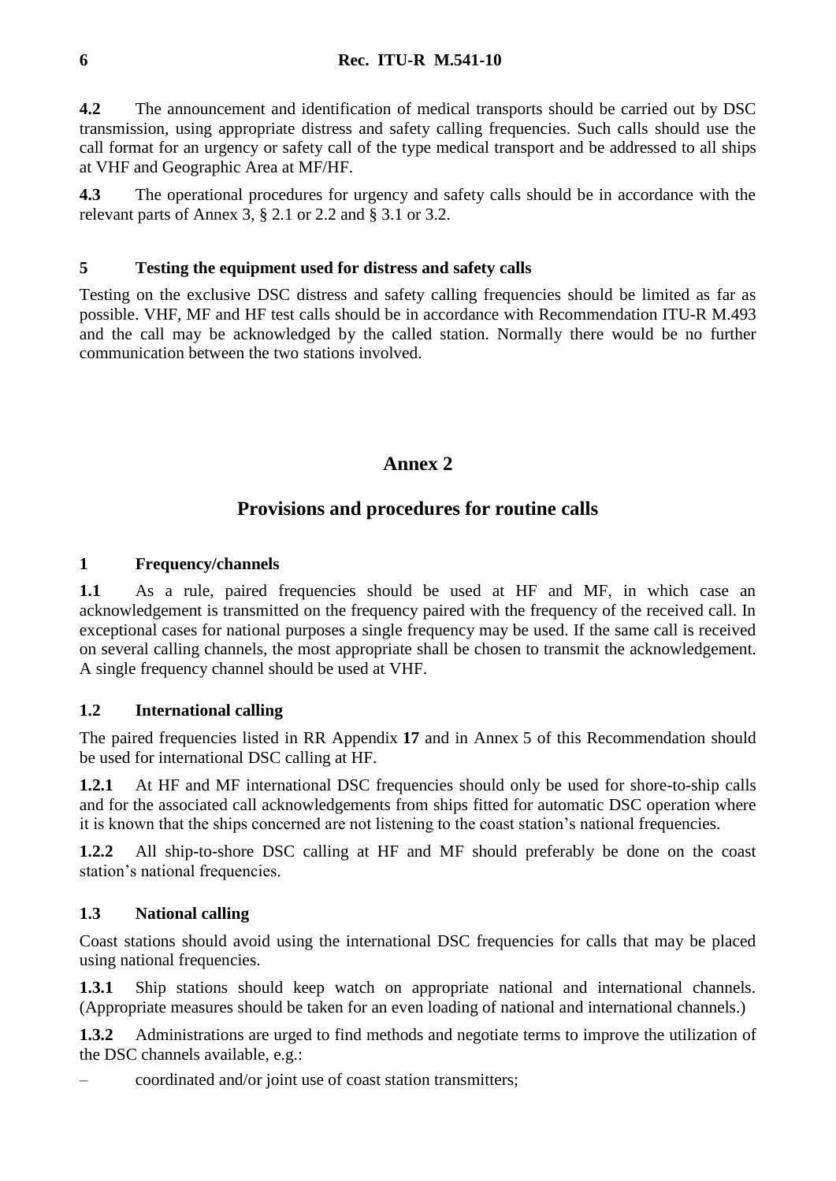**4.2** The announcement and identification of medical transports should be carried out by DSC transmission, using appropriate distress and safety calling frequencies. Such calls should use the call format for an urgency or safety call of the type medical transport and be addressed to all ships at VHF and Geographic Area at MF/HF.

**4.3** The operational procedures for urgency and safety calls should be in accordance with the relevant parts of Annex 3, § 2.1 or 2.2 and § 3.1 or 3.2.

### 5 Testing the equipment used for distress and safety calls

Testing on the exclusive DSC distress and safety calling frequencies should be limited as far as possible. VHF, MF and HF test calls should be in accordance with Recommendation ITU-R M.493 and the call may be acknowledged by the called station. Normally there would be no further communication between the two stations involved.

## Annex 2

## Provisions and procedures for routine calls

### 1 Frequency/channels

**1.1** As a rule, paired frequencies should be used at HF and MF, in which case an acknowledgement is transmitted on the frequency paired with the frequency of the received call. In exceptional cases for national purposes a single frequency may be used. If the same call is received on several calling channels, the most appropriate shall be chosen to transmit the acknowledgement. A single frequency channel should be used at VHF.

### 1.2 International calling

The paired frequencies listed in RR Appendix **17** and in Annex 5 of this Recommendation should be used for international DSC calling at HF.

**1.2.1** At HF and MF international DSC frequencies should only be used for shore-to-ship calls and for the associated call acknowledgements from ships fitted for automatic DSC operation where it is known that the ships concerned are not listening to the coast station's national frequencies.

**1.2.2** All ship-to-shore DSC calling at HF and MF should preferably be done on the coast station's national frequencies.

### 1.3 National calling

Coast stations should avoid using the international DSC frequencies for calls that may be placed using national frequencies.

**1.3.1** Ship stations should keep watch on appropriate national and international channels. (Appropriate measures should be taken for an even loading of national and international channels.)

**1.3.2** Administrations are urged to find methods and negotiate terms to improve the utilization of the DSC channels available, e.g.:

– coordinated and/or joint use of coast station transmitters;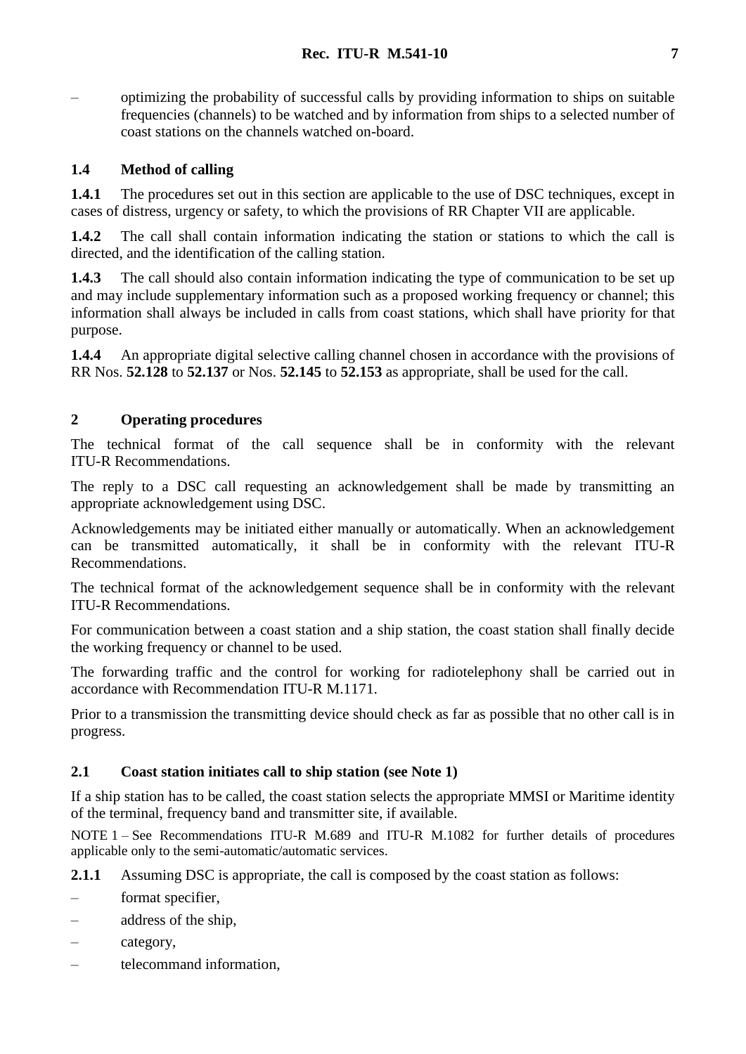– optimizing the probability of successful calls by providing information to ships on suitable frequencies (channels) to be watched and by information from ships to a selected number of coast stations on the channels watched on-board.

### 1.4 Method of calling

**1.4.1** The procedures set out in this section are applicable to the use of DSC techniques, except in cases of distress, urgency or safety, to which the provisions of RR Chapter VII are applicable.

**1.4.2** The call shall contain information indicating the station or stations to which the call is directed, and the identification of the calling station.

**1.4.3** The call should also contain information indicating the type of communication to be set up and may include supplementary information such as a proposed working frequency or channel; this information shall always be included in calls from coast stations, which shall have priority for that purpose.

**1.4.4** An appropriate digital selective calling channel chosen in accordance with the provisions of RR Nos. **52.128** to **52.137** or Nos. **52.145** to **52.153** as appropriate, shall be used for the call.

## 2 Operating procedures

The technical format of the call sequence shall be in conformity with the relevant ITU-R Recommendations.

The reply to a DSC call requesting an acknowledgement shall be made by transmitting an appropriate acknowledgement using DSC.

Acknowledgements may be initiated either manually or automatically. When an acknowledgement can be transmitted automatically, it shall be in conformity with the relevant ITU-R Recommendations.

The technical format of the acknowledgement sequence shall be in conformity with the relevant ITU-R Recommendations.

For communication between a coast station and a ship station, the coast station shall finally decide the working frequency or channel to be used.

The forwarding traffic and the control for working for radiotelephony shall be carried out in accordance with Recommendation ITU-R M.1171.

Prior to a transmission the transmitting device should check as far as possible that no other call is in progress.

### 2.1 Coast station initiates call to ship station (see Note 1)

If a ship station has to be called, the coast station selects the appropriate MMSI or Maritime identity of the terminal, frequency band and transmitter site, if available.

NOTE 1 – See Recommendations ITU-R M.689 and ITU-R M.1082 for further details of procedures applicable only to the semi-automatic/automatic services.

**2.1.1** Assuming DSC is appropriate, the call is composed by the coast station as follows:

– format specifier,
– address of the ship,
– category,
– telecommand information,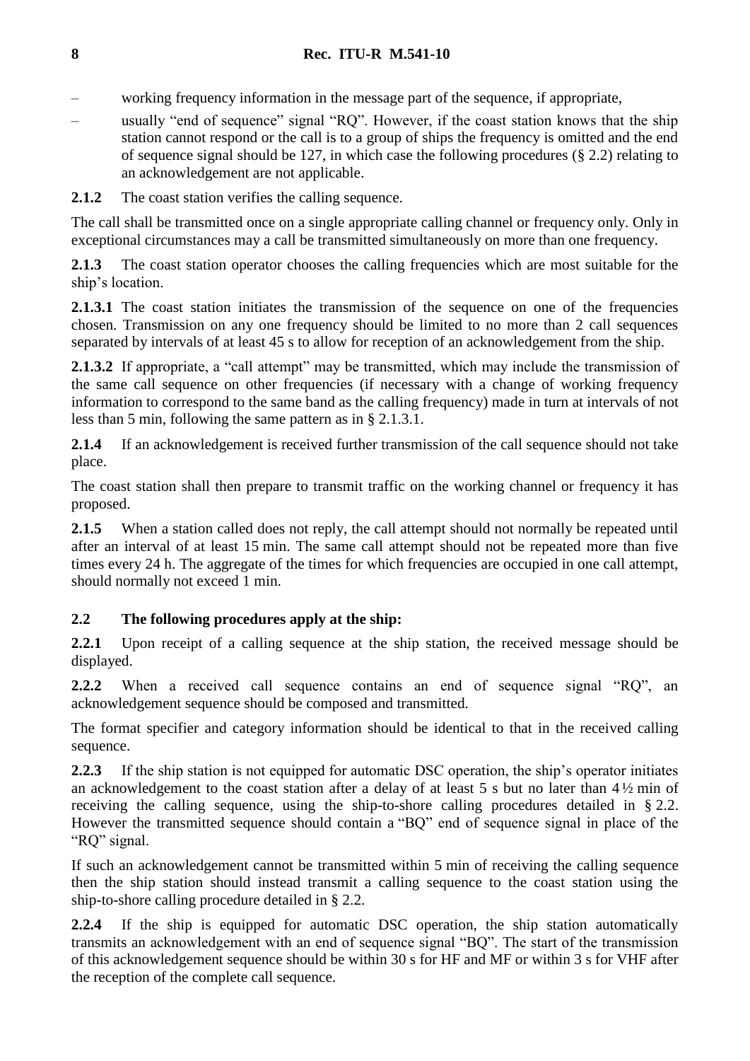– working frequency information in the message part of the sequence, if appropriate,

– usually "end of sequence" signal "RQ". However, if the coast station knows that the ship station cannot respond or the call is to a group of ships the frequency is omitted and the end of sequence signal should be 127, in which case the following procedures (§ 2.2) relating to an acknowledgement are not applicable.

**2.1.2** The coast station verifies the calling sequence.

The call shall be transmitted once on a single appropriate calling channel or frequency only. Only in exceptional circumstances may a call be transmitted simultaneously on more than one frequency.

**2.1.3** The coast station operator chooses the calling frequencies which are most suitable for the ship's location.

**2.1.3.1** The coast station initiates the transmission of the sequence on one of the frequencies chosen. Transmission on any one frequency should be limited to no more than 2 call sequences separated by intervals of at least 45 s to allow for reception of an acknowledgement from the ship.

**2.1.3.2** If appropriate, a "call attempt" may be transmitted, which may include the transmission of the same call sequence on other frequencies (if necessary with a change of working frequency information to correspond to the same band as the calling frequency) made in turn at intervals of not less than 5 min, following the same pattern as in § 2.1.3.1.

**2.1.4** If an acknowledgement is received further transmission of the call sequence should not take place.

The coast station shall then prepare to transmit traffic on the working channel or frequency it has proposed.

**2.1.5** When a station called does not reply, the call attempt should not normally be repeated until after an interval of at least 15 min. The same call attempt should not be repeated more than five times every 24 h. The aggregate of the times for which frequencies are occupied in one call attempt, should normally not exceed 1 min.

### 2.2 The following procedures apply at the ship:

**2.2.1** Upon receipt of a calling sequence at the ship station, the received message should be displayed.

**2.2.2** When a received call sequence contains an end of sequence signal "RQ", an acknowledgement sequence should be composed and transmitted.

The format specifier and category information should be identical to that in the received calling sequence.

**2.2.3** If the ship station is not equipped for automatic DSC operation, the ship's operator initiates an acknowledgement to the coast station after a delay of at least 5 s but no later than 4½ min of receiving the calling sequence, using the ship-to-shore calling procedures detailed in § 2.2. However the transmitted sequence should contain a "BQ" end of sequence signal in place of the "RQ" signal.

If such an acknowledgement cannot be transmitted within 5 min of receiving the calling sequence then the ship station should instead transmit a calling sequence to the coast station using the ship-to-shore calling procedure detailed in § 2.2.

**2.2.4** If the ship is equipped for automatic DSC operation, the ship station automatically transmits an acknowledgement with an end of sequence signal "BQ". The start of the transmission of this acknowledgement sequence should be within 30 s for HF and MF or within 3 s for VHF after the reception of the complete call sequence.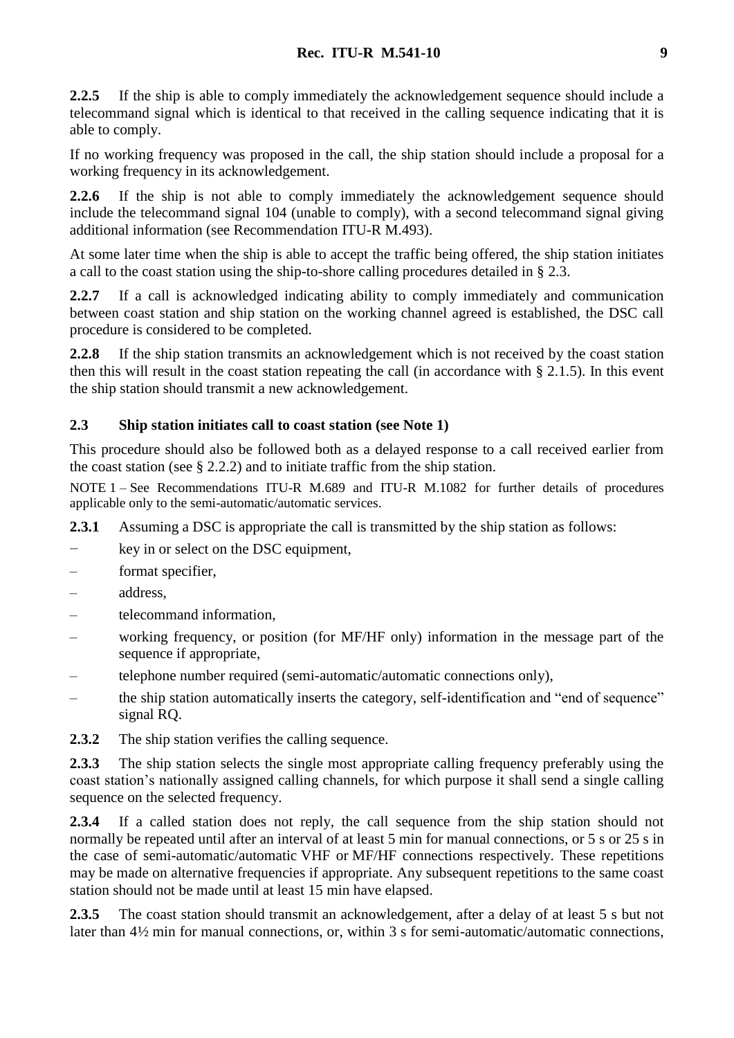**2.2.5** If the ship is able to comply immediately the acknowledgement sequence should include a telecommand signal which is identical to that received in the calling sequence indicating that it is able to comply.

If no working frequency was proposed in the call, the ship station should include a proposal for a working frequency in its acknowledgement.

**2.2.6** If the ship is not able to comply immediately the acknowledgement sequence should include the telecommand signal 104 (unable to comply), with a second telecommand signal giving additional information (see Recommendation ITU-R M.493).

At some later time when the ship is able to accept the traffic being offered, the ship station initiates a call to the coast station using the ship-to-shore calling procedures detailed in § 2.3.

**2.2.7** If a call is acknowledged indicating ability to comply immediately and communication between coast station and ship station on the working channel agreed is established, the DSC call procedure is considered to be completed.

**2.2.8** If the ship station transmits an acknowledgement which is not received by the coast station then this will result in the coast station repeating the call (in accordance with § 2.1.5). In this event the ship station should transmit a new acknowledgement.

### 2.3 Ship station initiates call to coast station (see Note 1)

This procedure should also be followed both as a delayed response to a call received earlier from the coast station (see § 2.2.2) and to initiate traffic from the ship station.

NOTE 1 – See Recommendations ITU-R M.689 and ITU-R M.1082 for further details of procedures applicable only to the semi-automatic/automatic services.

**2.3.1** Assuming a DSC is appropriate the call is transmitted by the ship station as follows:

- key in or select on the DSC equipment,
- format specifier,
- address,
- telecommand information,
- working frequency, or position (for MF/HF only) information in the message part of the sequence if appropriate,
- telephone number required (semi-automatic/automatic connections only),
- the ship station automatically inserts the category, self-identification and "end of sequence" signal RQ.

**2.3.2** The ship station verifies the calling sequence.

**2.3.3** The ship station selects the single most appropriate calling frequency preferably using the coast station's nationally assigned calling channels, for which purpose it shall send a single calling sequence on the selected frequency.

**2.3.4** If a called station does not reply, the call sequence from the ship station should not normally be repeated until after an interval of at least 5 min for manual connections, or 5 s or 25 s in the case of semi-automatic/automatic VHF or MF/HF connections respectively. These repetitions may be made on alternative frequencies if appropriate. Any subsequent repetitions to the same coast station should not be made until at least 15 min have elapsed.

**2.3.5** The coast station should transmit an acknowledgement, after a delay of at least 5 s but not later than 4½ min for manual connections, or, within 3 s for semi-automatic/automatic connections,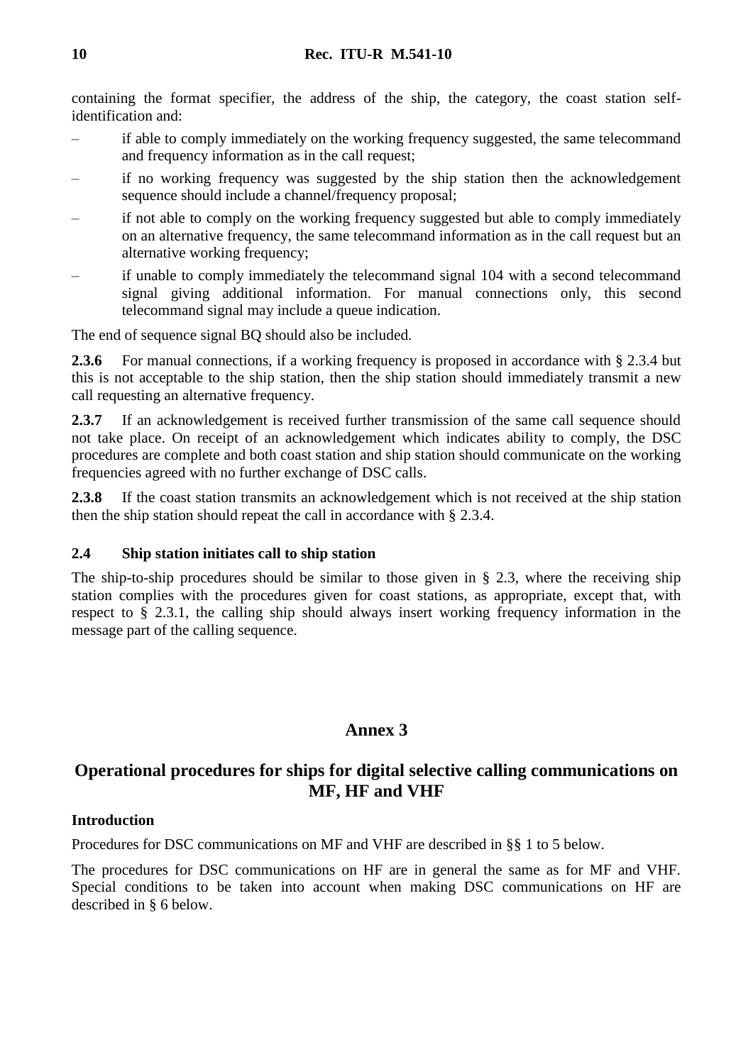containing the format specifier, the address of the ship, the category, the coast station self-identification and:

– if able to comply immediately on the working frequency suggested, the same telecommand and frequency information as in the call request;

– if no working frequency was suggested by the ship station then the acknowledgement sequence should include a channel/frequency proposal;

– if not able to comply on the working frequency suggested but able to comply immediately on an alternative frequency, the same telecommand information as in the call request but an alternative working frequency;

– if unable to comply immediately the telecommand signal 104 with a second telecommand signal giving additional information. For manual connections only, this second telecommand signal may include a queue indication.

The end of sequence signal BQ should also be included.

**2.3.6** For manual connections, if a working frequency is proposed in accordance with § 2.3.4 but this is not acceptable to the ship station, then the ship station should immediately transmit a new call requesting an alternative frequency.

**2.3.7** If an acknowledgement is received further transmission of the same call sequence should not take place. On receipt of an acknowledgement which indicates ability to comply, the DSC procedures are complete and both coast station and ship station should communicate on the working frequencies agreed with no further exchange of DSC calls.

**2.3.8** If the coast station transmits an acknowledgement which is not received at the ship station then the ship station should repeat the call in accordance with § 2.3.4.

### 2.4 Ship station initiates call to ship station

The ship-to-ship procedures should be similar to those given in § 2.3, where the receiving ship station complies with the procedures given for coast stations, as appropriate, except that, with respect to § 2.3.1, the calling ship should always insert working frequency information in the message part of the calling sequence.

# Annex 3

## Operational procedures for ships for digital selective calling communications on MF, HF and VHF

### Introduction

Procedures for DSC communications on MF and VHF are described in §§ 1 to 5 below.

The procedures for DSC communications on HF are in general the same as for MF and VHF. Special conditions to be taken into account when making DSC communications on HF are described in § 6 below.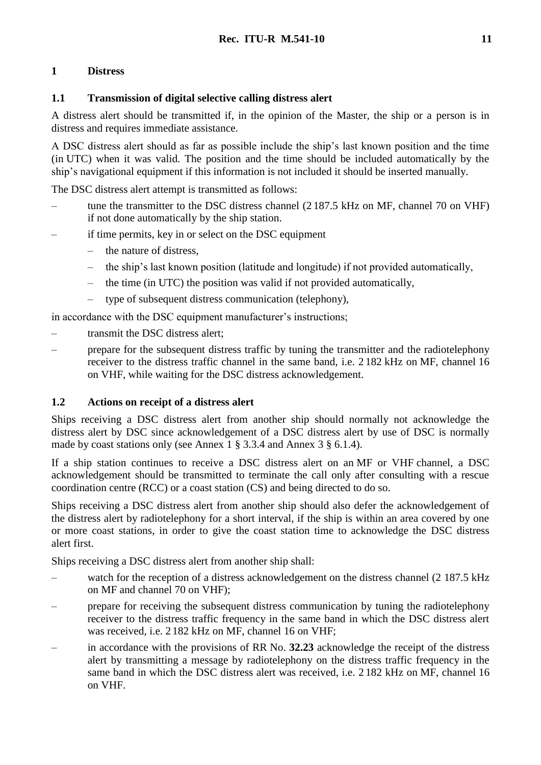## 1 Distress

### 1.1 Transmission of digital selective calling distress alert

A distress alert should be transmitted if, in the opinion of the Master, the ship or a person is in distress and requires immediate assistance.

A DSC distress alert should as far as possible include the ship's last known position and the time (in UTC) when it was valid. The position and the time should be included automatically by the ship's navigational equipment if this information is not included it should be inserted manually.

The DSC distress alert attempt is transmitted as follows:

– tune the transmitter to the DSC distress channel (2 187.5 kHz on MF, channel 70 on VHF) if not done automatically by the ship station.
– if time permits, key in or select on the DSC equipment
  – the nature of distress,
  – the ship's last known position (latitude and longitude) if not provided automatically,
  – the time (in UTC) the position was valid if not provided automatically,
  – type of subsequent distress communication (telephony),

in accordance with the DSC equipment manufacturer's instructions;

– transmit the DSC distress alert;
– prepare for the subsequent distress traffic by tuning the transmitter and the radiotelephony receiver to the distress traffic channel in the same band, i.e. 2 182 kHz on MF, channel 16 on VHF, while waiting for the DSC distress acknowledgement.

### 1.2 Actions on receipt of a distress alert

Ships receiving a DSC distress alert from another ship should normally not acknowledge the distress alert by DSC since acknowledgement of a DSC distress alert by use of DSC is normally made by coast stations only (see Annex 1 § 3.3.4 and Annex 3 § 6.1.4).

If a ship station continues to receive a DSC distress alert on an MF or VHF channel, a DSC acknowledgement should be transmitted to terminate the call only after consulting with a rescue coordination centre (RCC) or a coast station (CS) and being directed to do so.

Ships receiving a DSC distress alert from another ship should also defer the acknowledgement of the distress alert by radiotelephony for a short interval, if the ship is within an area covered by one or more coast stations, in order to give the coast station time to acknowledge the DSC distress alert first.

Ships receiving a DSC distress alert from another ship shall:

– watch for the reception of a distress acknowledgement on the distress channel (2 187.5 kHz on MF and channel 70 on VHF);
– prepare for receiving the subsequent distress communication by tuning the radiotelephony receiver to the distress traffic frequency in the same band in which the DSC distress alert was received, i.e. 2 182 kHz on MF, channel 16 on VHF;
– in accordance with the provisions of RR No. **32.23** acknowledge the receipt of the distress alert by transmitting a message by radiotelephony on the distress traffic frequency in the same band in which the DSC distress alert was received, i.e. 2 182 kHz on MF, channel 16 on VHF.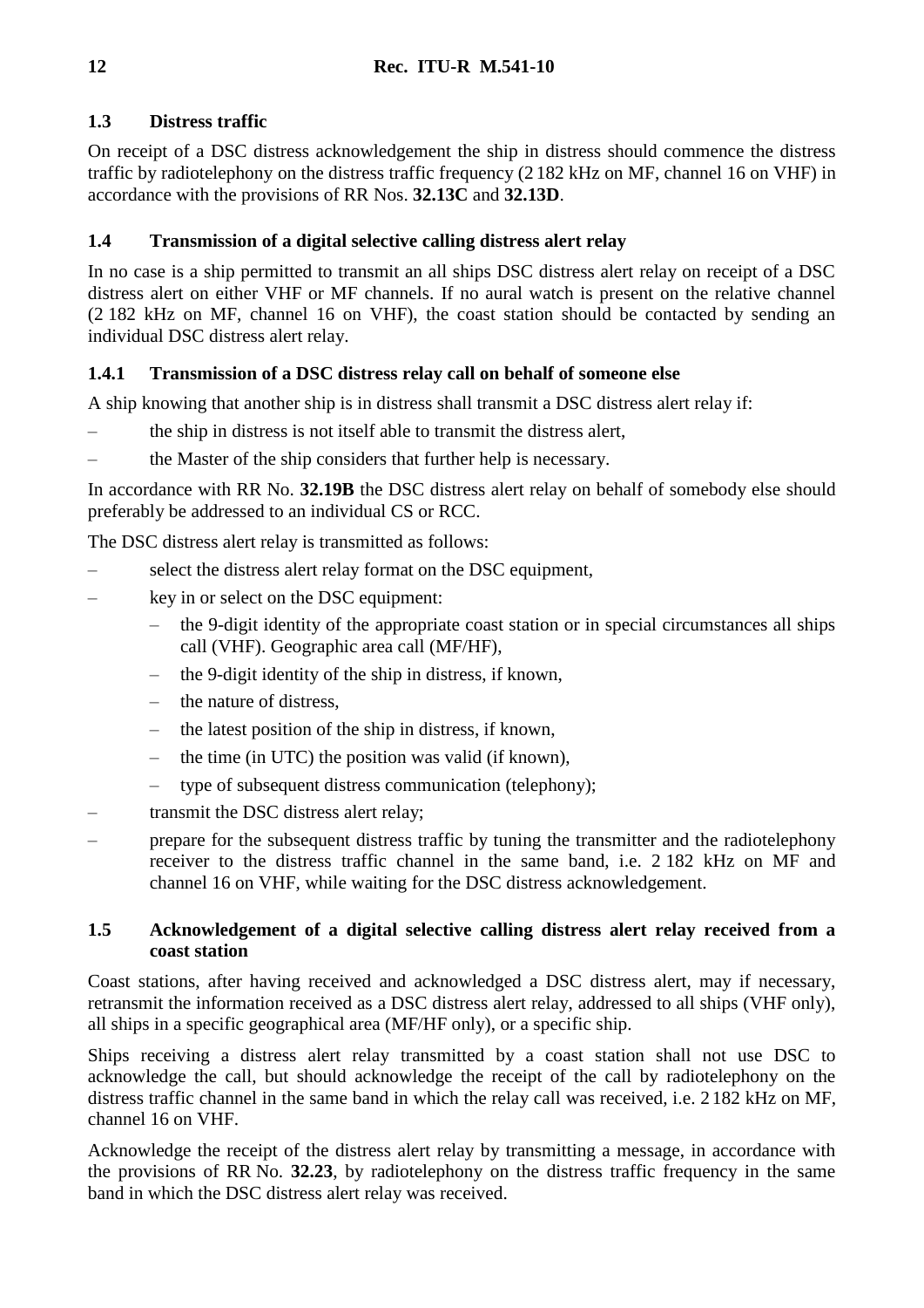### 1.3 Distress traffic

On receipt of a DSC distress acknowledgement the ship in distress should commence the distress traffic by radiotelephony on the distress traffic frequency (2 182 kHz on MF, channel 16 on VHF) in accordance with the provisions of RR Nos. **32.13C** and **32.13D**.

### 1.4 Transmission of a digital selective calling distress alert relay

In no case is a ship permitted to transmit an all ships DSC distress alert relay on receipt of a DSC distress alert on either VHF or MF channels. If no aural watch is present on the relative channel (2 182 kHz on MF, channel 16 on VHF), the coast station should be contacted by sending an individual DSC distress alert relay.

#### 1.4.1 Transmission of a DSC distress relay call on behalf of someone else

A ship knowing that another ship is in distress shall transmit a DSC distress alert relay if:

- the ship in distress is not itself able to transmit the distress alert,
- the Master of the ship considers that further help is necessary.

In accordance with RR No. **32.19B** the DSC distress alert relay on behalf of somebody else should preferably be addressed to an individual CS or RCC.

The DSC distress alert relay is transmitted as follows:

- select the distress alert relay format on the DSC equipment,
- key in or select on the DSC equipment:
  - the 9-digit identity of the appropriate coast station or in special circumstances all ships call (VHF). Geographic area call (MF/HF),
  - the 9-digit identity of the ship in distress, if known,
  - the nature of distress,
  - the latest position of the ship in distress, if known,
  - the time (in UTC) the position was valid (if known),
  - type of subsequent distress communication (telephony);
- transmit the DSC distress alert relay;
- prepare for the subsequent distress traffic by tuning the transmitter and the radiotelephony receiver to the distress traffic channel in the same band, i.e. 2 182 kHz on MF and channel 16 on VHF, while waiting for the DSC distress acknowledgement.

### 1.5 Acknowledgement of a digital selective calling distress alert relay received from a coast station

Coast stations, after having received and acknowledged a DSC distress alert, may if necessary, retransmit the information received as a DSC distress alert relay, addressed to all ships (VHF only), all ships in a specific geographical area (MF/HF only), or a specific ship.

Ships receiving a distress alert relay transmitted by a coast station shall not use DSC to acknowledge the call, but should acknowledge the receipt of the call by radiotelephony on the distress traffic channel in the same band in which the relay call was received, i.e. 2 182 kHz on MF, channel 16 on VHF.

Acknowledge the receipt of the distress alert relay by transmitting a message, in accordance with the provisions of RR No. **32.23**, by radiotelephony on the distress traffic frequency in the same band in which the DSC distress alert relay was received.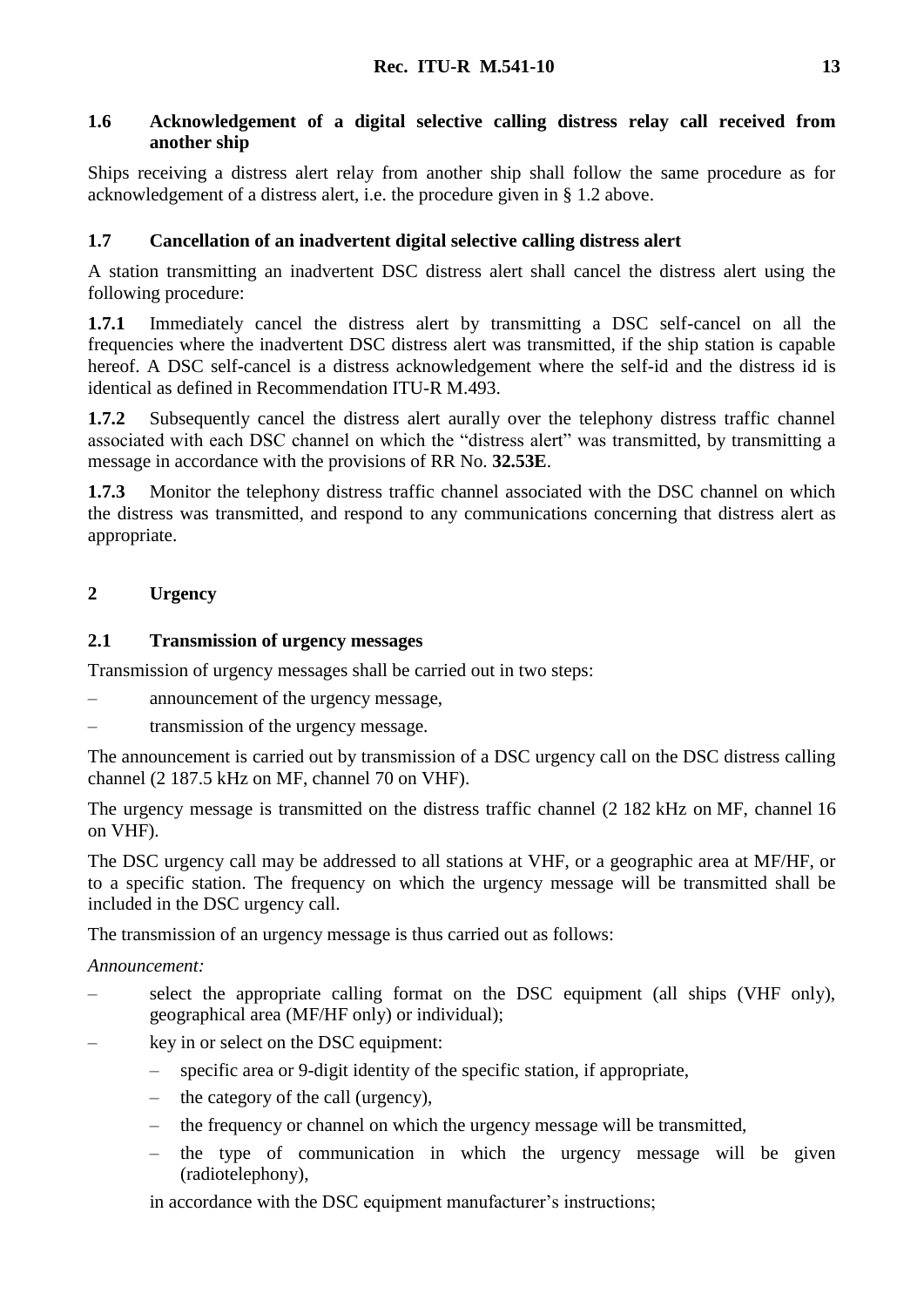### 1.6 Acknowledgement of a digital selective calling distress relay call received from another ship

Ships receiving a distress alert relay from another ship shall follow the same procedure as for acknowledgement of a distress alert, i.e. the procedure given in § 1.2 above.

### 1.7 Cancellation of an inadvertent digital selective calling distress alert

A station transmitting an inadvertent DSC distress alert shall cancel the distress alert using the following procedure:

**1.7.1** Immediately cancel the distress alert by transmitting a DSC self-cancel on all the frequencies where the inadvertent DSC distress alert was transmitted, if the ship station is capable hereof. A DSC self-cancel is a distress acknowledgement where the self-id and the distress id is identical as defined in Recommendation ITU-R M.493.

**1.7.2** Subsequently cancel the distress alert aurally over the telephony distress traffic channel associated with each DSC channel on which the "distress alert" was transmitted, by transmitting a message in accordance with the provisions of RR No. **32.53E**.

**1.7.3** Monitor the telephony distress traffic channel associated with the DSC channel on which the distress was transmitted, and respond to any communications concerning that distress alert as appropriate.

## 2 Urgency

### 2.1 Transmission of urgency messages

Transmission of urgency messages shall be carried out in two steps:

– announcement of the urgency message,

– transmission of the urgency message.

The announcement is carried out by transmission of a DSC urgency call on the DSC distress calling channel (2 187.5 kHz on MF, channel 70 on VHF).

The urgency message is transmitted on the distress traffic channel (2 182 kHz on MF, channel 16 on VHF).

The DSC urgency call may be addressed to all stations at VHF, or a geographic area at MF/HF, or to a specific station. The frequency on which the urgency message will be transmitted shall be included in the DSC urgency call.

The transmission of an urgency message is thus carried out as follows:

*Announcement:*

– select the appropriate calling format on the DSC equipment (all ships (VHF only), geographical area (MF/HF only) or individual);

– key in or select on the DSC equipment:
  – specific area or 9-digit identity of the specific station, if appropriate,
  – the category of the call (urgency),
  – the frequency or channel on which the urgency message will be transmitted,
  – the type of communication in which the urgency message will be given (radiotelephony),

  in accordance with the DSC equipment manufacturer's instructions;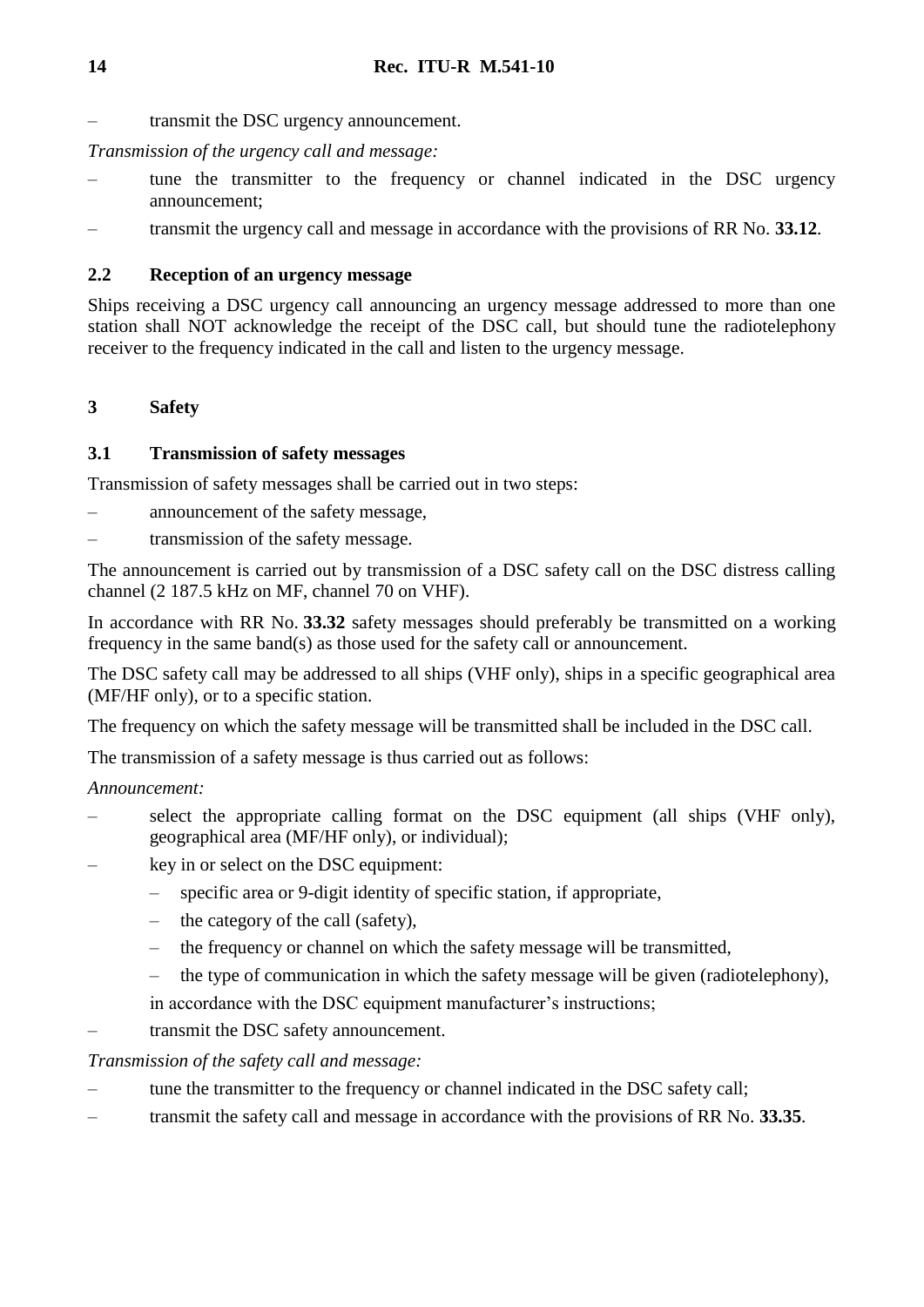– transmit the DSC urgency announcement.

*Transmission of the urgency call and message:*

– tune the transmitter to the frequency or channel indicated in the DSC urgency announcement;

– transmit the urgency call and message in accordance with the provisions of RR No. **33.12**.

### 2.2 Reception of an urgency message

Ships receiving a DSC urgency call announcing an urgency message addressed to more than one station shall NOT acknowledge the receipt of the DSC call, but should tune the radiotelephony receiver to the frequency indicated in the call and listen to the urgency message.

## 3 Safety

### 3.1 Transmission of safety messages

Transmission of safety messages shall be carried out in two steps:

– announcement of the safety message,

– transmission of the safety message.

The announcement is carried out by transmission of a DSC safety call on the DSC distress calling channel (2 187.5 kHz on MF, channel 70 on VHF).

In accordance with RR No. **33.32** safety messages should preferably be transmitted on a working frequency in the same band(s) as those used for the safety call or announcement.

The DSC safety call may be addressed to all ships (VHF only), ships in a specific geographical area (MF/HF only), or to a specific station.

The frequency on which the safety message will be transmitted shall be included in the DSC call.

The transmission of a safety message is thus carried out as follows:

*Announcement:*

– select the appropriate calling format on the DSC equipment (all ships (VHF only), geographical area (MF/HF only), or individual);

– key in or select on the DSC equipment:
  – specific area or 9-digit identity of specific station, if appropriate,
  – the category of the call (safety),
  – the frequency or channel on which the safety message will be transmitted,
  – the type of communication in which the safety message will be given (radiotelephony),

  in accordance with the DSC equipment manufacturer's instructions;

– transmit the DSC safety announcement.

*Transmission of the safety call and message:*

– tune the transmitter to the frequency or channel indicated in the DSC safety call;

– transmit the safety call and message in accordance with the provisions of RR No. **33.35**.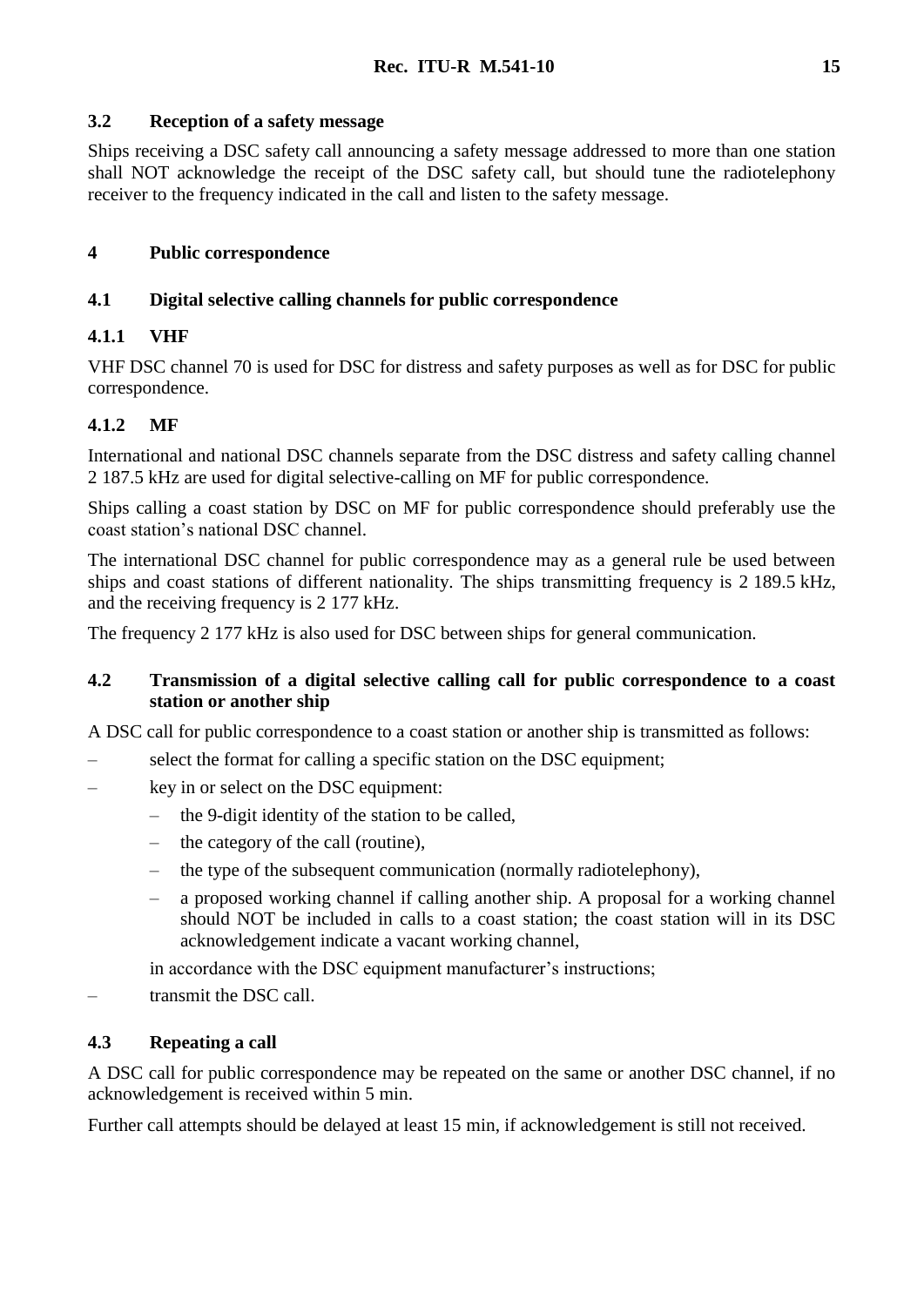### 3.2 Reception of a safety message

Ships receiving a DSC safety call announcing a safety message addressed to more than one station shall NOT acknowledge the receipt of the DSC safety call, but should tune the radiotelephony receiver to the frequency indicated in the call and listen to the safety message.

## 4 Public correspondence

### 4.1 Digital selective calling channels for public correspondence

#### 4.1.1 VHF

VHF DSC channel 70 is used for DSC for distress and safety purposes as well as for DSC for public correspondence.

#### 4.1.2 MF

International and national DSC channels separate from the DSC distress and safety calling channel 2 187.5 kHz are used for digital selective-calling on MF for public correspondence.

Ships calling a coast station by DSC on MF for public correspondence should preferably use the coast station's national DSC channel.

The international DSC channel for public correspondence may as a general rule be used between ships and coast stations of different nationality. The ships transmitting frequency is 2 189.5 kHz, and the receiving frequency is 2 177 kHz.

The frequency 2 177 kHz is also used for DSC between ships for general communication.

### 4.2 Transmission of a digital selective calling call for public correspondence to a coast station or another ship

A DSC call for public correspondence to a coast station or another ship is transmitted as follows:

- select the format for calling a specific station on the DSC equipment;
- key in or select on the DSC equipment:
  - the 9-digit identity of the station to be called,
  - the category of the call (routine),
  - the type of the subsequent communication (normally radiotelephony),
  - a proposed working channel if calling another ship. A proposal for a working channel should NOT be included in calls to a coast station; the coast station will in its DSC acknowledgement indicate a vacant working channel,

  in accordance with the DSC equipment manufacturer's instructions;
- transmit the DSC call.

### 4.3 Repeating a call

A DSC call for public correspondence may be repeated on the same or another DSC channel, if no acknowledgement is received within 5 min.

Further call attempts should be delayed at least 15 min, if acknowledgement is still not received.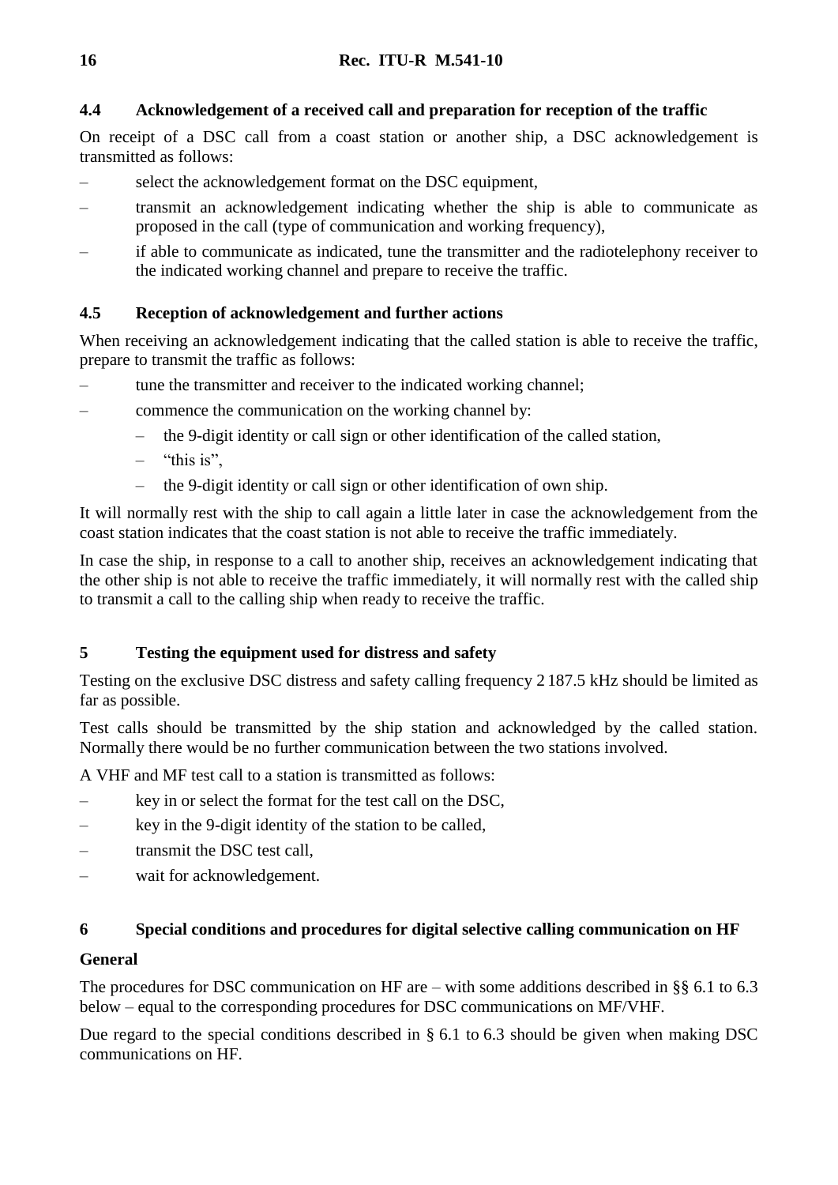### 4.4 Acknowledgement of a received call and preparation for reception of the traffic

On receipt of a DSC call from a coast station or another ship, a DSC acknowledgement is transmitted as follows:

– select the acknowledgement format on the DSC equipment,

– transmit an acknowledgement indicating whether the ship is able to communicate as proposed in the call (type of communication and working frequency),

– if able to communicate as indicated, tune the transmitter and the radiotelephony receiver to the indicated working channel and prepare to receive the traffic.

### 4.5 Reception of acknowledgement and further actions

When receiving an acknowledgement indicating that the called station is able to receive the traffic, prepare to transmit the traffic as follows:

– tune the transmitter and receiver to the indicated working channel;

– commence the communication on the working channel by:
  - the 9-digit identity or call sign or other identification of the called station,
  - "this is",
  - the 9-digit identity or call sign or other identification of own ship.

It will normally rest with the ship to call again a little later in case the acknowledgement from the coast station indicates that the coast station is not able to receive the traffic immediately.

In case the ship, in response to a call to another ship, receives an acknowledgement indicating that the other ship is not able to receive the traffic immediately, it will normally rest with the called ship to transmit a call to the calling ship when ready to receive the traffic.

## 5 Testing the equipment used for distress and safety

Testing on the exclusive DSC distress and safety calling frequency 2 187.5 kHz should be limited as far as possible.

Test calls should be transmitted by the ship station and acknowledged by the called station. Normally there would be no further communication between the two stations involved.

A VHF and MF test call to a station is transmitted as follows:

– key in or select the format for the test call on the DSC,

– key in the 9-digit identity of the station to be called,

– transmit the DSC test call,

– wait for acknowledgement.

## 6 Special conditions and procedures for digital selective calling communication on HF

**General**

The procedures for DSC communication on HF are – with some additions described in §§ 6.1 to 6.3 below – equal to the corresponding procedures for DSC communications on MF/VHF.

Due regard to the special conditions described in § 6.1 to 6.3 should be given when making DSC communications on HF.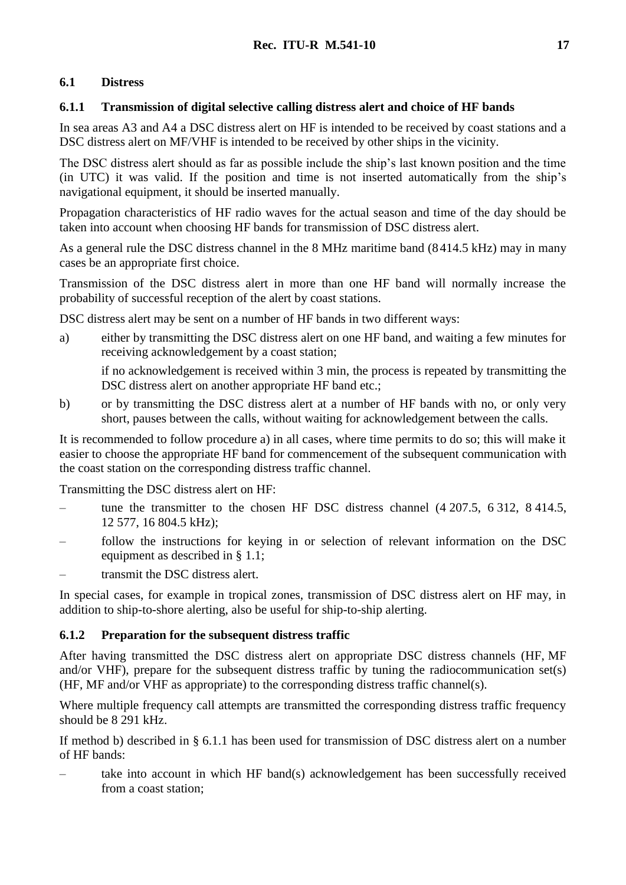### 6.1 Distress

#### 6.1.1 Transmission of digital selective calling distress alert and choice of HF bands

In sea areas A3 and A4 a DSC distress alert on HF is intended to be received by coast stations and a DSC distress alert on MF/VHF is intended to be received by other ships in the vicinity.

The DSC distress alert should as far as possible include the ship's last known position and the time (in UTC) it was valid. If the position and time is not inserted automatically from the ship's navigational equipment, it should be inserted manually.

Propagation characteristics of HF radio waves for the actual season and time of the day should be taken into account when choosing HF bands for transmission of DSC distress alert.

As a general rule the DSC distress channel in the 8 MHz maritime band (8 414.5 kHz) may in many cases be an appropriate first choice.

Transmission of the DSC distress alert in more than one HF band will normally increase the probability of successful reception of the alert by coast stations.

DSC distress alert may be sent on a number of HF bands in two different ways:

a) either by transmitting the DSC distress alert on one HF band, and waiting a few minutes for receiving acknowledgement by a coast station;

   if no acknowledgement is received within 3 min, the process is repeated by transmitting the DSC distress alert on another appropriate HF band etc.;

b) or by transmitting the DSC distress alert at a number of HF bands with no, or only very short, pauses between the calls, without waiting for acknowledgement between the calls.

It is recommended to follow procedure a) in all cases, where time permits to do so; this will make it easier to choose the appropriate HF band for commencement of the subsequent communication with the coast station on the corresponding distress traffic channel.

Transmitting the DSC distress alert on HF:

– tune the transmitter to the chosen HF DSC distress channel (4 207.5, 6 312, 8 414.5, 12 577, 16 804.5 kHz);
– follow the instructions for keying in or selection of relevant information on the DSC equipment as described in § 1.1;
– transmit the DSC distress alert.

In special cases, for example in tropical zones, transmission of DSC distress alert on HF may, in addition to ship-to-shore alerting, also be useful for ship-to-ship alerting.

#### 6.1.2 Preparation for the subsequent distress traffic

After having transmitted the DSC distress alert on appropriate DSC distress channels (HF, MF and/or VHF), prepare for the subsequent distress traffic by tuning the radiocommunication set(s) (HF, MF and/or VHF as appropriate) to the corresponding distress traffic channel(s).

Where multiple frequency call attempts are transmitted the corresponding distress traffic frequency should be 8 291 kHz.

If method b) described in § 6.1.1 has been used for transmission of DSC distress alert on a number of HF bands:

– take into account in which HF band(s) acknowledgement has been successfully received from a coast station;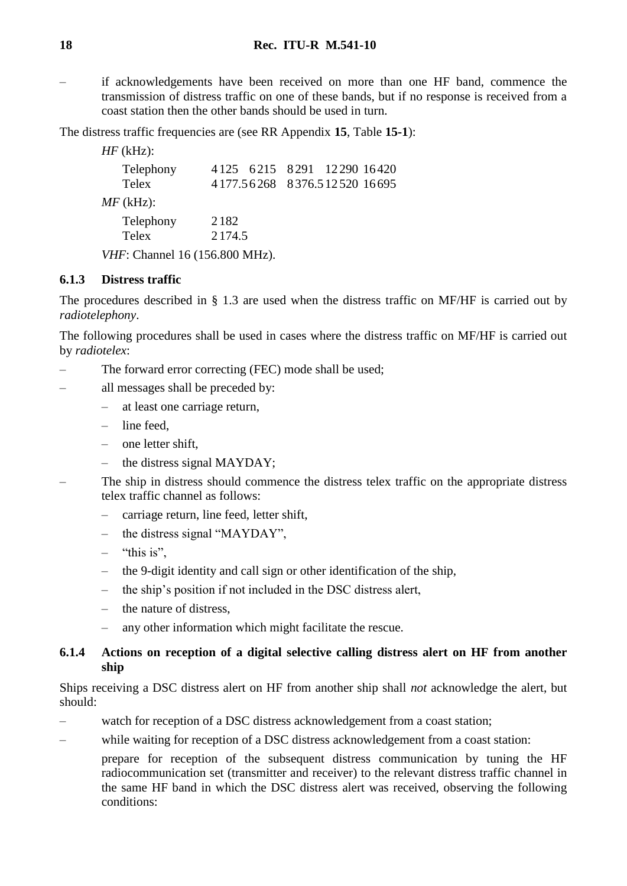– if acknowledgements have been received on more than one HF band, commence the transmission of distress traffic on one of these bands, but if no response is received from a coast station then the other bands should be used in turn.

The distress traffic frequencies are (see RR Appendix **15**, Table **15-1**):

*HF* (kHz):

| | | | | | |
|---|---|---|---|---|---|
| Telephony | 4 125 | 6 215 | 8 291 | 12 290 | 16 420 |
| Telex | 4 177.5 | 6 268 | 8 376.5 | 12 520 | 16 695 |

*MF* (kHz):

| | |
|---|---|
| Telephony | 2 182 |
| Telex | 2 174.5 |

*VHF*: Channel 16 (156.800 MHz).

### 6.1.3 Distress traffic

The procedures described in § 1.3 are used when the distress traffic on MF/HF is carried out by *radiotelephony*.

The following procedures shall be used in cases where the distress traffic on MF/HF is carried out by *radiotelex*:

- The forward error correcting (FEC) mode shall be used;
- all messages shall be preceded by:
  - at least one carriage return,
  - line feed,
  - one letter shift,
  - the distress signal MAYDAY;
- The ship in distress should commence the distress telex traffic on the appropriate distress telex traffic channel as follows:
  - carriage return, line feed, letter shift,
  - the distress signal "MAYDAY",
  - "this is",
  - the 9-digit identity and call sign or other identification of the ship,
  - the ship's position if not included in the DSC distress alert,
  - the nature of distress,
  - any other information which might facilitate the rescue.

### 6.1.4 Actions on reception of a digital selective calling distress alert on HF from another ship

Ships receiving a DSC distress alert on HF from another ship shall *not* acknowledge the alert, but should:

- watch for reception of a DSC distress acknowledgement from a coast station;
- while waiting for reception of a DSC distress acknowledgement from a coast station:

  prepare for reception of the subsequent distress communication by tuning the HF radiocommunication set (transmitter and receiver) to the relevant distress traffic channel in the same HF band in which the DSC distress alert was received, observing the following conditions: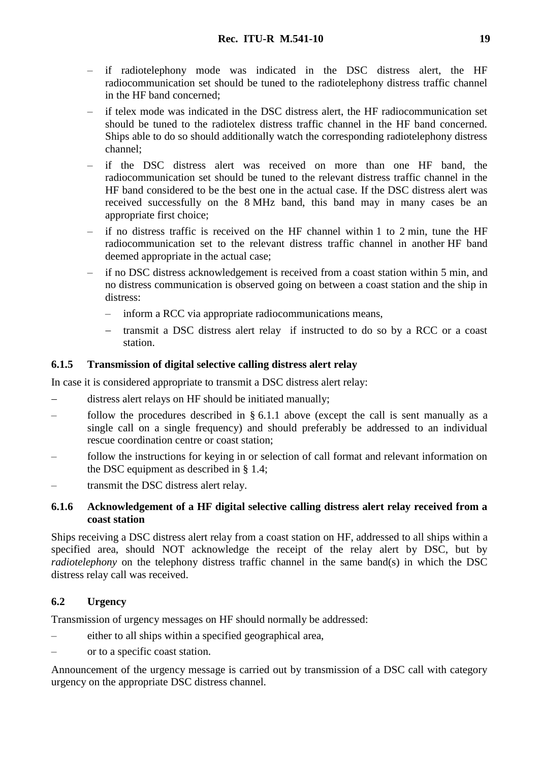- if radiotelephony mode was indicated in the DSC distress alert, the HF radiocommunication set should be tuned to the radiotelephony distress traffic channel in the HF band concerned;
- if telex mode was indicated in the DSC distress alert, the HF radiocommunication set should be tuned to the radiotelex distress traffic channel in the HF band concerned. Ships able to do so should additionally watch the corresponding radiotelephony distress channel;
- if the DSC distress alert was received on more than one HF band, the radiocommunication set should be tuned to the relevant distress traffic channel in the HF band considered to be the best one in the actual case. If the DSC distress alert was received successfully on the 8 MHz band, this band may in many cases be an appropriate first choice;
- if no distress traffic is received on the HF channel within 1 to 2 min, tune the HF radiocommunication set to the relevant distress traffic channel in another HF band deemed appropriate in the actual case;
- if no DSC distress acknowledgement is received from a coast station within 5 min, and no distress communication is observed going on between a coast station and the ship in distress:
  - inform a RCC via appropriate radiocommunications means,
  - transmit a DSC distress alert relay if instructed to do so by a RCC or a coast station.

### 6.1.5 Transmission of digital selective calling distress alert relay

In case it is considered appropriate to transmit a DSC distress alert relay:

- distress alert relays on HF should be initiated manually;
- follow the procedures described in § 6.1.1 above (except the call is sent manually as a single call on a single frequency) and should preferably be addressed to an individual rescue coordination centre or coast station;
- follow the instructions for keying in or selection of call format and relevant information on the DSC equipment as described in § 1.4;
- transmit the DSC distress alert relay.

### 6.1.6 Acknowledgement of a HF digital selective calling distress alert relay received from a coast station

Ships receiving a DSC distress alert relay from a coast station on HF, addressed to all ships within a specified area, should NOT acknowledge the receipt of the relay alert by DSC, but by *radiotelephony* on the telephony distress traffic channel in the same band(s) in which the DSC distress relay call was received.

## 6.2 Urgency

Transmission of urgency messages on HF should normally be addressed:

- either to all ships within a specified geographical area,
- or to a specific coast station.

Announcement of the urgency message is carried out by transmission of a DSC call with category urgency on the appropriate DSC distress channel.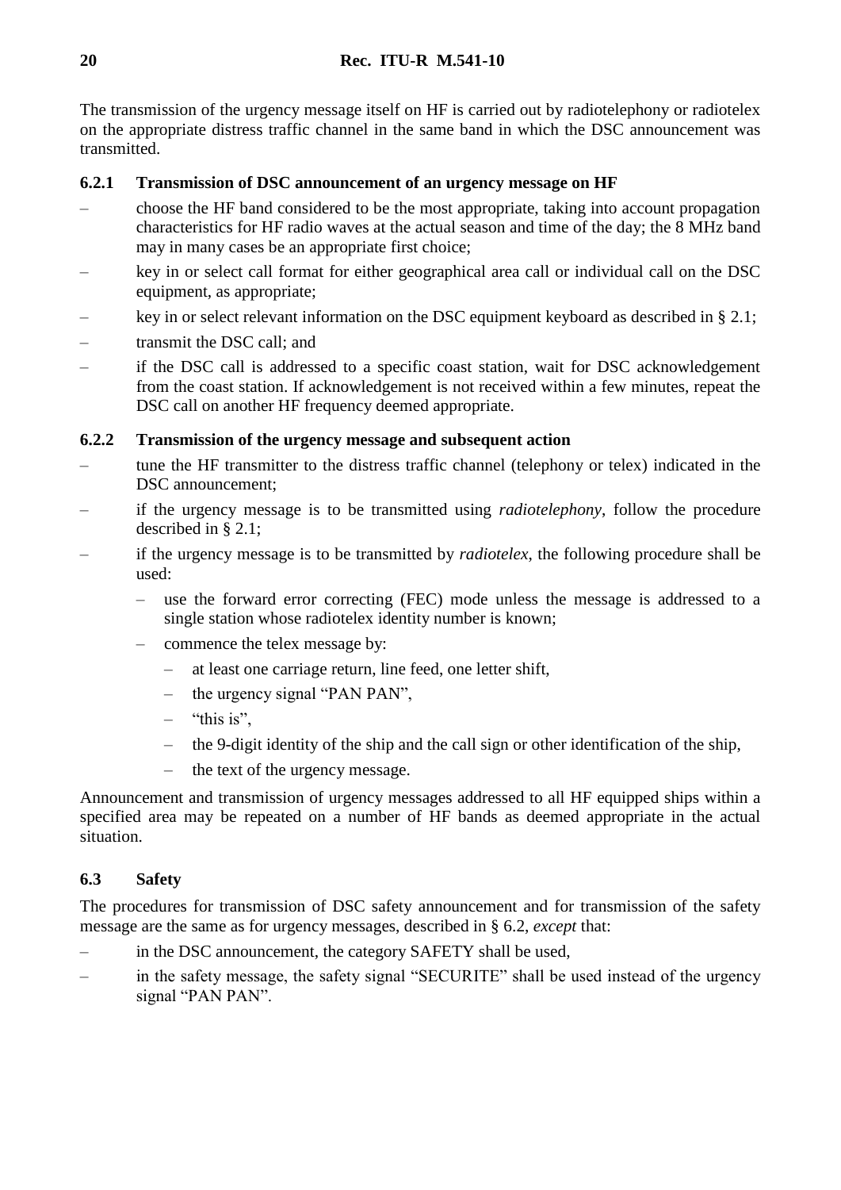The transmission of the urgency message itself on HF is carried out by radiotelephony or radiotelex on the appropriate distress traffic channel in the same band in which the DSC announcement was transmitted.

### 6.2.1 Transmission of DSC announcement of an urgency message on HF

- choose the HF band considered to be the most appropriate, taking into account propagation characteristics for HF radio waves at the actual season and time of the day; the 8 MHz band may in many cases be an appropriate first choice;
- key in or select call format for either geographical area call or individual call on the DSC equipment, as appropriate;
- key in or select relevant information on the DSC equipment keyboard as described in § 2.1;
- transmit the DSC call; and
- if the DSC call is addressed to a specific coast station, wait for DSC acknowledgement from the coast station. If acknowledgement is not received within a few minutes, repeat the DSC call on another HF frequency deemed appropriate.

### 6.2.2 Transmission of the urgency message and subsequent action

- tune the HF transmitter to the distress traffic channel (telephony or telex) indicated in the DSC announcement;
- if the urgency message is to be transmitted using *radiotelephony*, follow the procedure described in § 2.1;
- if the urgency message is to be transmitted by *radiotelex*, the following procedure shall be used:
  - use the forward error correcting (FEC) mode unless the message is addressed to a single station whose radiotelex identity number is known;
  - commence the telex message by:
    - at least one carriage return, line feed, one letter shift,
    - the urgency signal "PAN PAN",
    - "this is",
    - the 9-digit identity of the ship and the call sign or other identification of the ship,
    - the text of the urgency message.

Announcement and transmission of urgency messages addressed to all HF equipped ships within a specified area may be repeated on a number of HF bands as deemed appropriate in the actual situation.

## 6.3 Safety

The procedures for transmission of DSC safety announcement and for transmission of the safety message are the same as for urgency messages, described in § 6.2, *except* that:

- in the DSC announcement, the category SAFETY shall be used,
- in the safety message, the safety signal "SECURITE" shall be used instead of the urgency signal "PAN PAN".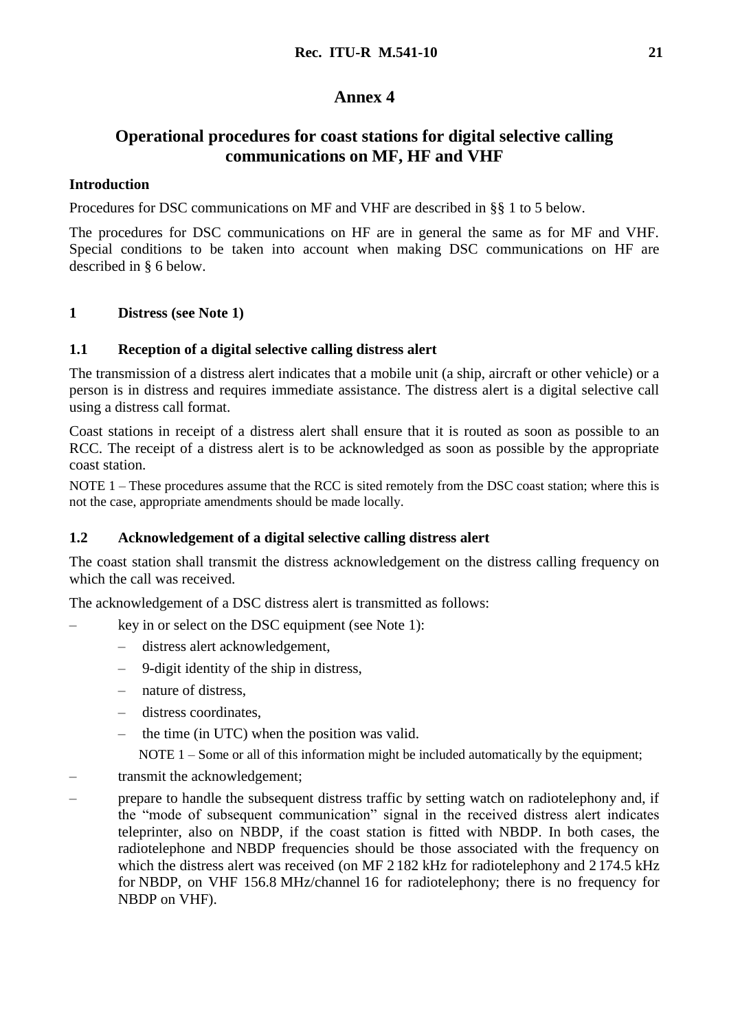# Annex 4

## Operational procedures for coast stations for digital selective calling communications on MF, HF and VHF

### Introduction

Procedures for DSC communications on MF and VHF are described in §§ 1 to 5 below.

The procedures for DSC communications on HF are in general the same as for MF and VHF. Special conditions to be taken into account when making DSC communications on HF are described in § 6 below.

### 1 Distress (see Note 1)

### 1.1 Reception of a digital selective calling distress alert

The transmission of a distress alert indicates that a mobile unit (a ship, aircraft or other vehicle) or a person is in distress and requires immediate assistance. The distress alert is a digital selective call using a distress call format.

Coast stations in receipt of a distress alert shall ensure that it is routed as soon as possible to an RCC. The receipt of a distress alert is to be acknowledged as soon as possible by the appropriate coast station.

NOTE 1 – These procedures assume that the RCC is sited remotely from the DSC coast station; where this is not the case, appropriate amendments should be made locally.

### 1.2 Acknowledgement of a digital selective calling distress alert

The coast station shall transmit the distress acknowledgement on the distress calling frequency on which the call was received.

The acknowledgement of a DSC distress alert is transmitted as follows:

- key in or select on the DSC equipment (see Note 1):
  - distress alert acknowledgement,
  - 9-digit identity of the ship in distress,
  - nature of distress,
  - distress coordinates,
  - the time (in UTC) when the position was valid.

  NOTE 1 – Some or all of this information might be included automatically by the equipment;
- transmit the acknowledgement;
- prepare to handle the subsequent distress traffic by setting watch on radiotelephony and, if the "mode of subsequent communication" signal in the received distress alert indicates teleprinter, also on NBDP, if the coast station is fitted with NBDP. In both cases, the radiotelephone and NBDP frequencies should be those associated with the frequency on which the distress alert was received (on MF 2 182 kHz for radiotelephony and 2 174.5 kHz for NBDP, on VHF 156.8 MHz/channel 16 for radiotelephony; there is no frequency for NBDP on VHF).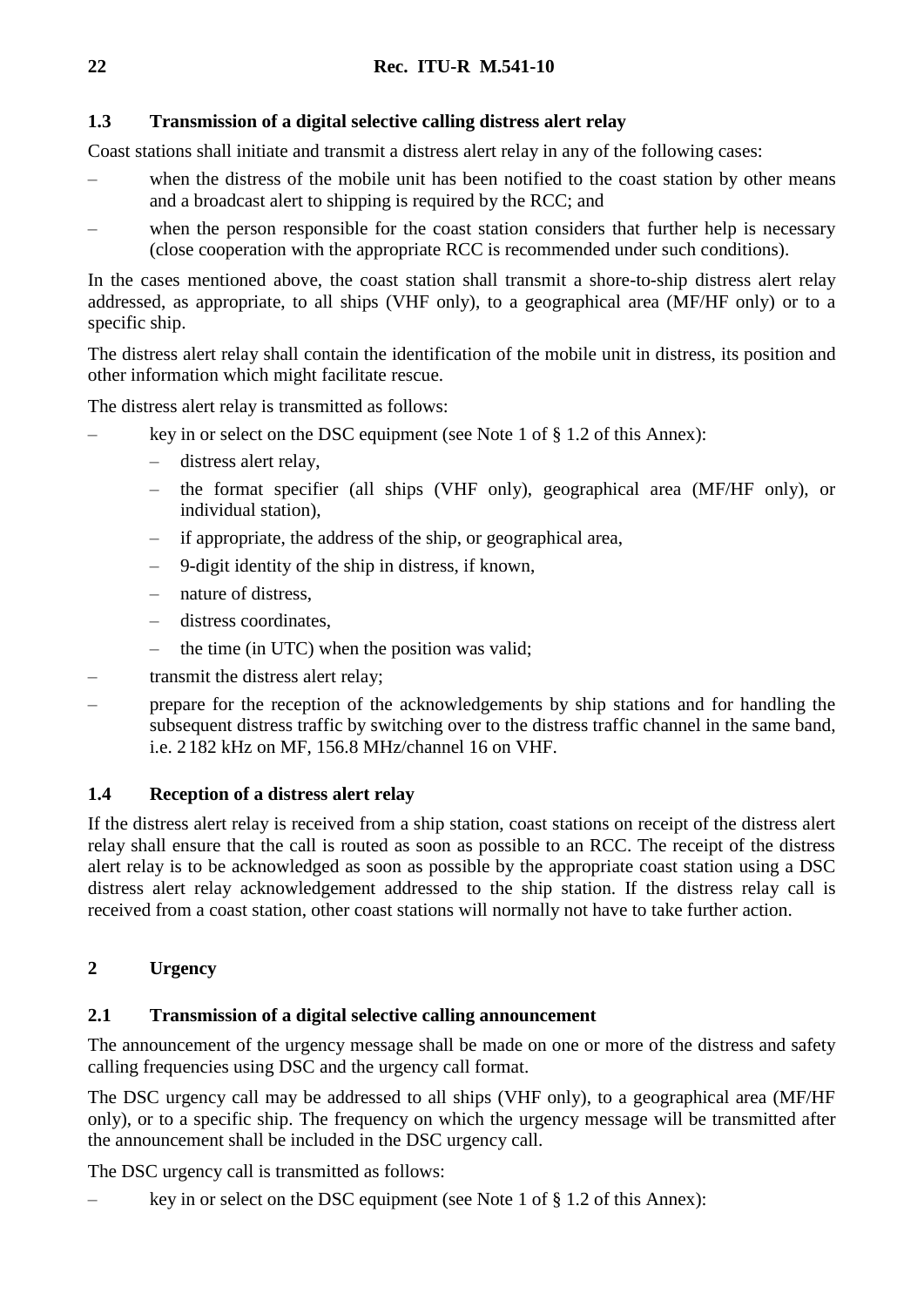### 1.3 Transmission of a digital selective calling distress alert relay

Coast stations shall initiate and transmit a distress alert relay in any of the following cases:

- when the distress of the mobile unit has been notified to the coast station by other means and a broadcast alert to shipping is required by the RCC; and
- when the person responsible for the coast station considers that further help is necessary (close cooperation with the appropriate RCC is recommended under such conditions).

In the cases mentioned above, the coast station shall transmit a shore-to-ship distress alert relay addressed, as appropriate, to all ships (VHF only), to a geographical area (MF/HF only) or to a specific ship.

The distress alert relay shall contain the identification of the mobile unit in distress, its position and other information which might facilitate rescue.

The distress alert relay is transmitted as follows:

- key in or select on the DSC equipment (see Note 1 of § 1.2 of this Annex):
  - distress alert relay,
  - the format specifier (all ships (VHF only), geographical area (MF/HF only), or individual station),
  - if appropriate, the address of the ship, or geographical area,
  - 9-digit identity of the ship in distress, if known,
  - nature of distress,
  - distress coordinates,
  - the time (in UTC) when the position was valid;
- transmit the distress alert relay;
- prepare for the reception of the acknowledgements by ship stations and for handling the subsequent distress traffic by switching over to the distress traffic channel in the same band, i.e. 2 182 kHz on MF, 156.8 MHz/channel 16 on VHF.

### 1.4 Reception of a distress alert relay

If the distress alert relay is received from a ship station, coast stations on receipt of the distress alert relay shall ensure that the call is routed as soon as possible to an RCC. The receipt of the distress alert relay is to be acknowledged as soon as possible by the appropriate coast station using a DSC distress alert relay acknowledgement addressed to the ship station. If the distress relay call is received from a coast station, other coast stations will normally not have to take further action.

## 2 Urgency

### 2.1 Transmission of a digital selective calling announcement

The announcement of the urgency message shall be made on one or more of the distress and safety calling frequencies using DSC and the urgency call format.

The DSC urgency call may be addressed to all ships (VHF only), to a geographical area (MF/HF only), or to a specific ship. The frequency on which the urgency message will be transmitted after the announcement shall be included in the DSC urgency call.

The DSC urgency call is transmitted as follows:

- key in or select on the DSC equipment (see Note 1 of § 1.2 of this Annex):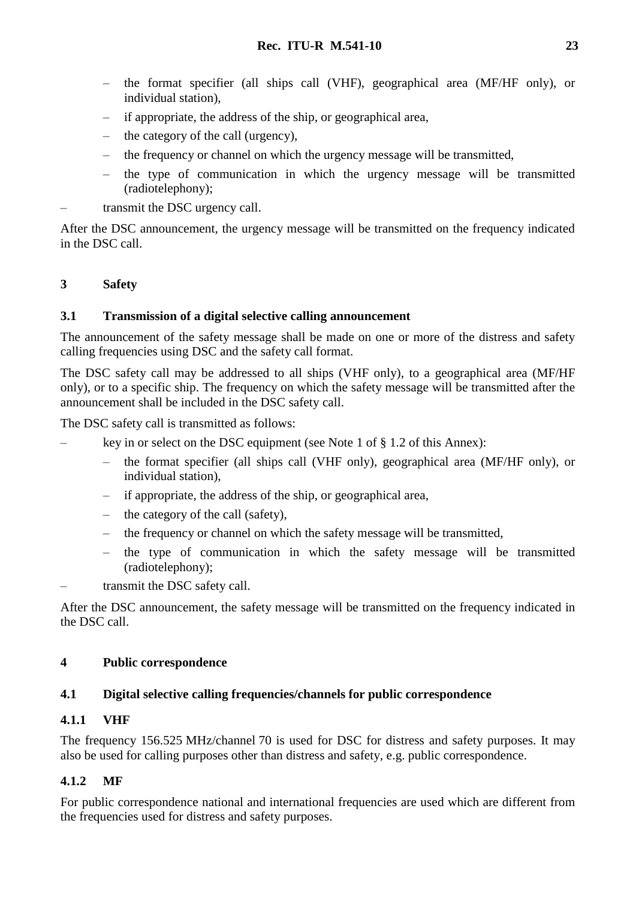- the format specifier (all ships call (VHF), geographical area (MF/HF only), or individual station),
  - if appropriate, the address of the ship, or geographical area,
  - the category of the call (urgency),
  - the frequency or channel on which the urgency message will be transmitted,
  - the type of communication in which the urgency message will be transmitted (radiotelephony);
- transmit the DSC urgency call.

After the DSC announcement, the urgency message will be transmitted on the frequency indicated in the DSC call.

## 3 Safety

### 3.1 Transmission of a digital selective calling announcement

The announcement of the safety message shall be made on one or more of the distress and safety calling frequencies using DSC and the safety call format.

The DSC safety call may be addressed to all ships (VHF only), to a geographical area (MF/HF only), or to a specific ship. The frequency on which the safety message will be transmitted after the announcement shall be included in the DSC safety call.

The DSC safety call is transmitted as follows:

- key in or select on the DSC equipment (see Note 1 of § 1.2 of this Annex):
  - the format specifier (all ships call (VHF only), geographical area (MF/HF only), or individual station),
  - if appropriate, the address of the ship, or geographical area,
  - the category of the call (safety),
  - the frequency or channel on which the safety message will be transmitted,
  - the type of communication in which the safety message will be transmitted (radiotelephony);
- transmit the DSC safety call.

After the DSC announcement, the safety message will be transmitted on the frequency indicated in the DSC call.

## 4 Public correspondence

### 4.1 Digital selective calling frequencies/channels for public correspondence

#### 4.1.1 VHF

The frequency 156.525 MHz/channel 70 is used for DSC for distress and safety purposes. It may also be used for calling purposes other than distress and safety, e.g. public correspondence.

#### 4.1.2 MF

For public correspondence national and international frequencies are used which are different from the frequencies used for distress and safety purposes.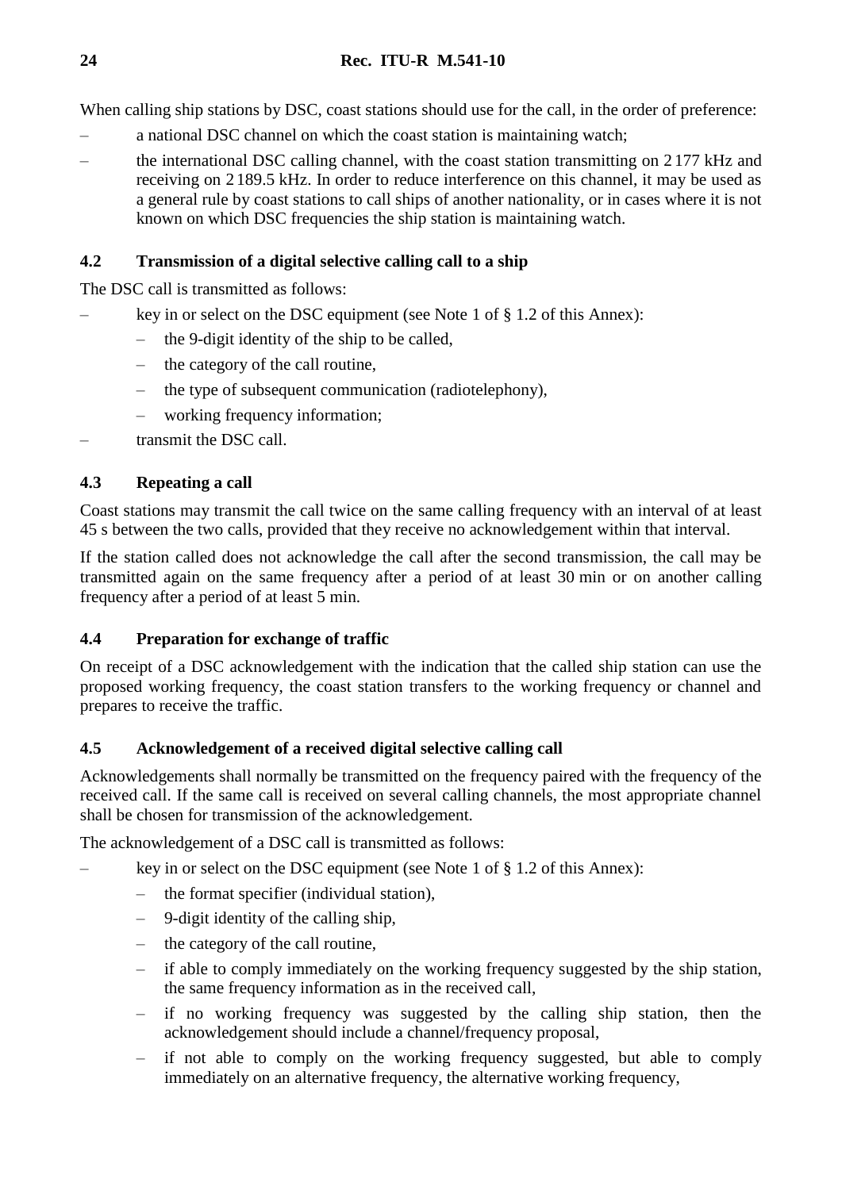When calling ship stations by DSC, coast stations should use for the call, in the order of preference:

– a national DSC channel on which the coast station is maintaining watch;

– the international DSC calling channel, with the coast station transmitting on 2 177 kHz and receiving on 2 189.5 kHz. In order to reduce interference on this channel, it may be used as a general rule by coast stations to call ships of another nationality, or in cases where it is not known on which DSC frequencies the ship station is maintaining watch.

### 4.2 Transmission of a digital selective calling call to a ship

The DSC call is transmitted as follows:

– key in or select on the DSC equipment (see Note 1 of § 1.2 of this Annex):
  – the 9-digit identity of the ship to be called,
  – the category of the call routine,
  – the type of subsequent communication (radiotelephony),
  – working frequency information;
– transmit the DSC call.

### 4.3 Repeating a call

Coast stations may transmit the call twice on the same calling frequency with an interval of at least 45 s between the two calls, provided that they receive no acknowledgement within that interval.

If the station called does not acknowledge the call after the second transmission, the call may be transmitted again on the same frequency after a period of at least 30 min or on another calling frequency after a period of at least 5 min.

### 4.4 Preparation for exchange of traffic

On receipt of a DSC acknowledgement with the indication that the called ship station can use the proposed working frequency, the coast station transfers to the working frequency or channel and prepares to receive the traffic.

### 4.5 Acknowledgement of a received digital selective calling call

Acknowledgements shall normally be transmitted on the frequency paired with the frequency of the received call. If the same call is received on several calling channels, the most appropriate channel shall be chosen for transmission of the acknowledgement.

The acknowledgement of a DSC call is transmitted as follows:

– key in or select on the DSC equipment (see Note 1 of § 1.2 of this Annex):
  – the format specifier (individual station),
  – 9-digit identity of the calling ship,
  – the category of the call routine,
  – if able to comply immediately on the working frequency suggested by the ship station, the same frequency information as in the received call,
  – if no working frequency was suggested by the calling ship station, then the acknowledgement should include a channel/frequency proposal,
  – if not able to comply on the working frequency suggested, but able to comply immediately on an alternative frequency, the alternative working frequency,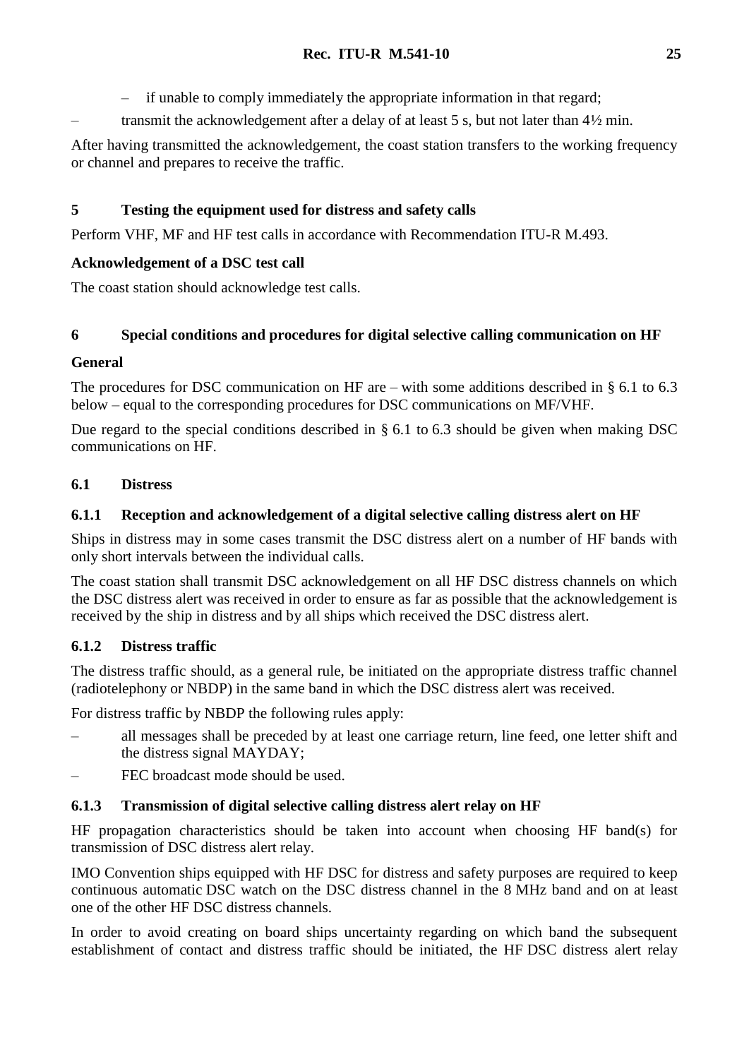- if unable to comply immediately the appropriate information in that regard;
- transmit the acknowledgement after a delay of at least 5 s, but not later than 4½ min.

After having transmitted the acknowledgement, the coast station transfers to the working frequency or channel and prepares to receive the traffic.

## 5 Testing the equipment used for distress and safety calls

Perform VHF, MF and HF test calls in accordance with Recommendation ITU-R M.493.

**Acknowledgement of a DSC test call**

The coast station should acknowledge test calls.

## 6 Special conditions and procedures for digital selective calling communication on HF

**General**

The procedures for DSC communication on HF are – with some additions described in § 6.1 to 6.3 below – equal to the corresponding procedures for DSC communications on MF/VHF.

Due regard to the special conditions described in § 6.1 to 6.3 should be given when making DSC communications on HF.

### 6.1 Distress

#### 6.1.1 Reception and acknowledgement of a digital selective calling distress alert on HF

Ships in distress may in some cases transmit the DSC distress alert on a number of HF bands with only short intervals between the individual calls.

The coast station shall transmit DSC acknowledgement on all HF DSC distress channels on which the DSC distress alert was received in order to ensure as far as possible that the acknowledgement is received by the ship in distress and by all ships which received the DSC distress alert.

#### 6.1.2 Distress traffic

The distress traffic should, as a general rule, be initiated on the appropriate distress traffic channel (radiotelephony or NBDP) in the same band in which the DSC distress alert was received.

For distress traffic by NBDP the following rules apply:

- all messages shall be preceded by at least one carriage return, line feed, one letter shift and the distress signal MAYDAY;
- FEC broadcast mode should be used.

#### 6.1.3 Transmission of digital selective calling distress alert relay on HF

HF propagation characteristics should be taken into account when choosing HF band(s) for transmission of DSC distress alert relay.

IMO Convention ships equipped with HF DSC for distress and safety purposes are required to keep continuous automatic DSC watch on the DSC distress channel in the 8 MHz band and on at least one of the other HF DSC distress channels.

In order to avoid creating on board ships uncertainty regarding on which band the subsequent establishment of contact and distress traffic should be initiated, the HF DSC distress alert relay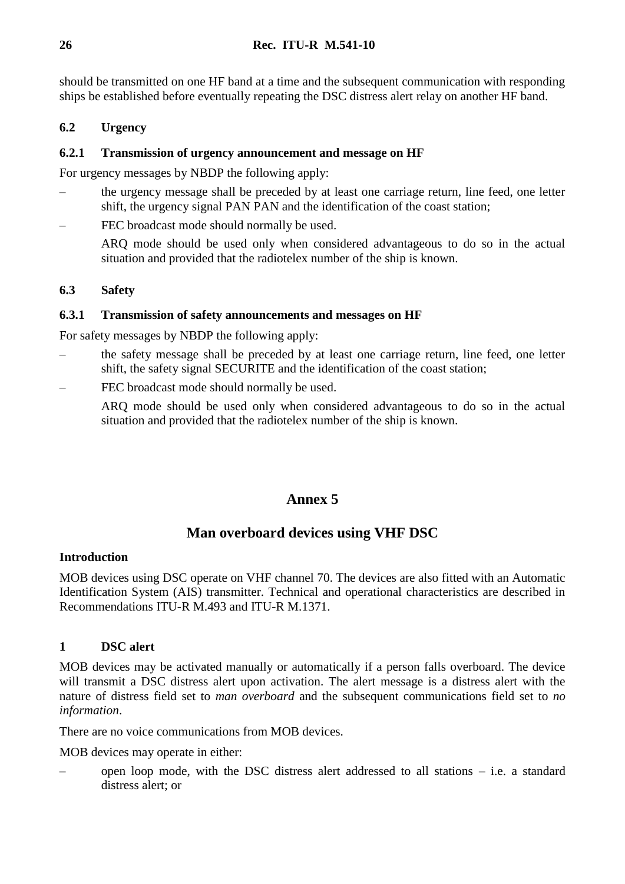should be transmitted on one HF band at a time and the subsequent communication with responding ships be established before eventually repeating the DSC distress alert relay on another HF band.

### 6.2 Urgency

#### 6.2.1 Transmission of urgency announcement and message on HF

For urgency messages by NBDP the following apply:

– the urgency message shall be preceded by at least one carriage return, line feed, one letter shift, the urgency signal PAN PAN and the identification of the coast station;

– FEC broadcast mode should normally be used.

  ARQ mode should be used only when considered advantageous to do so in the actual situation and provided that the radiotelex number of the ship is known.

### 6.3 Safety

#### 6.3.1 Transmission of safety announcements and messages on HF

For safety messages by NBDP the following apply:

– the safety message shall be preceded by at least one carriage return, line feed, one letter shift, the safety signal SECURITE and the identification of the coast station;

– FEC broadcast mode should normally be used.

  ARQ mode should be used only when considered advantageous to do so in the actual situation and provided that the radiotelex number of the ship is known.

# Annex 5

## Man overboard devices using VHF DSC

**Introduction**

MOB devices using DSC operate on VHF channel 70. The devices are also fitted with an Automatic Identification System (AIS) transmitter. Technical and operational characteristics are described in Recommendations ITU-R M.493 and ITU-R M.1371.

### 1 DSC alert

MOB devices may be activated manually or automatically if a person falls overboard. The device will transmit a DSC distress alert upon activation. The alert message is a distress alert with the nature of distress field set to *man overboard* and the subsequent communications field set to *no information*.

There are no voice communications from MOB devices.

MOB devices may operate in either:

– open loop mode, with the DSC distress alert addressed to all stations – i.e. a standard distress alert; or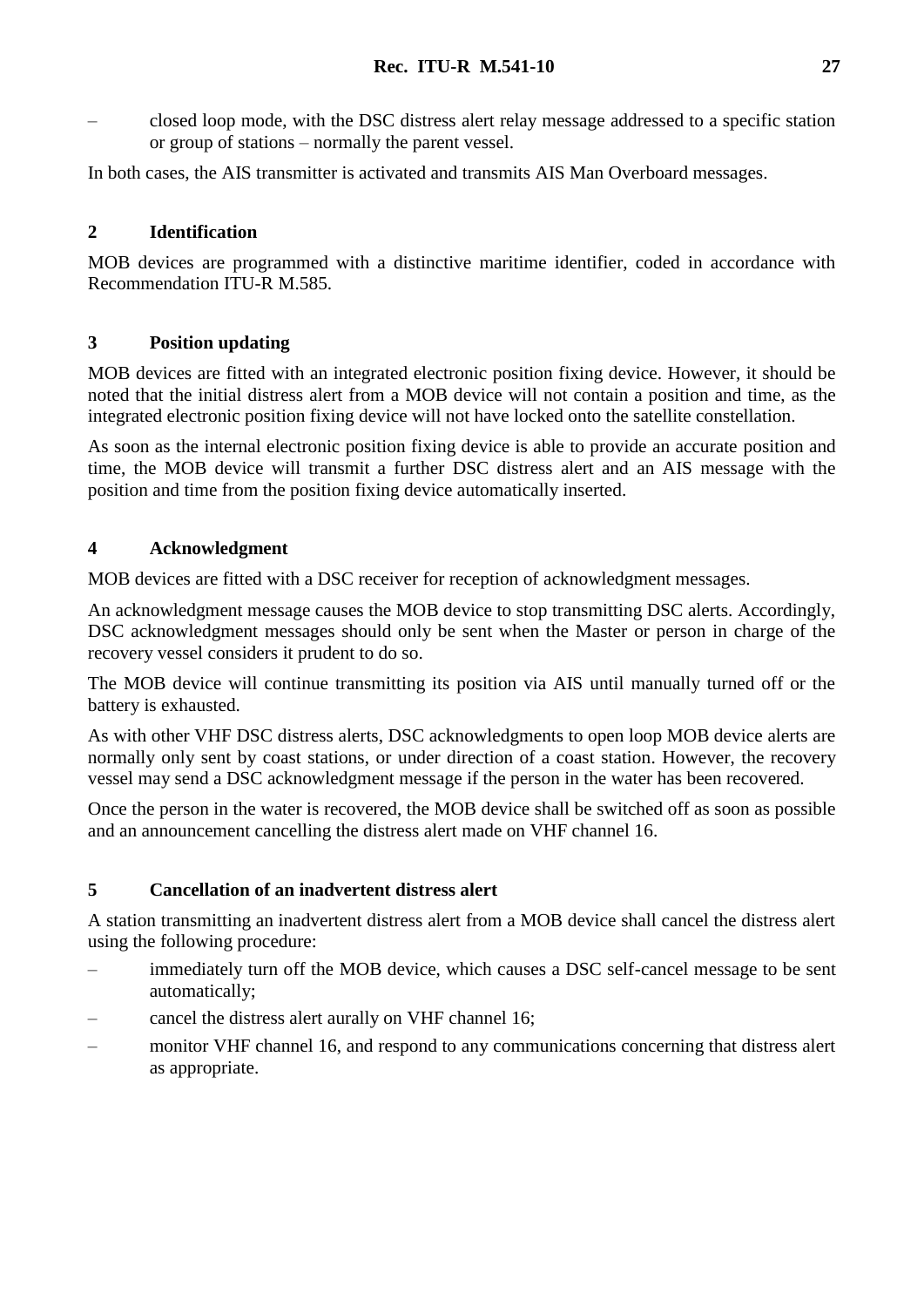– closed loop mode, with the DSC distress alert relay message addressed to a specific station or group of stations – normally the parent vessel.

In both cases, the AIS transmitter is activated and transmits AIS Man Overboard messages.

## 2 Identification

MOB devices are programmed with a distinctive maritime identifier, coded in accordance with Recommendation ITU-R M.585.

## 3 Position updating

MOB devices are fitted with an integrated electronic position fixing device. However, it should be noted that the initial distress alert from a MOB device will not contain a position and time, as the integrated electronic position fixing device will not have locked onto the satellite constellation.

As soon as the internal electronic position fixing device is able to provide an accurate position and time, the MOB device will transmit a further DSC distress alert and an AIS message with the position and time from the position fixing device automatically inserted.

## 4 Acknowledgment

MOB devices are fitted with a DSC receiver for reception of acknowledgment messages.

An acknowledgment message causes the MOB device to stop transmitting DSC alerts. Accordingly, DSC acknowledgment messages should only be sent when the Master or person in charge of the recovery vessel considers it prudent to do so.

The MOB device will continue transmitting its position via AIS until manually turned off or the battery is exhausted.

As with other VHF DSC distress alerts, DSC acknowledgments to open loop MOB device alerts are normally only sent by coast stations, or under direction of a coast station. However, the recovery vessel may send a DSC acknowledgment message if the person in the water has been recovered.

Once the person in the water is recovered, the MOB device shall be switched off as soon as possible and an announcement cancelling the distress alert made on VHF channel 16.

## 5 Cancellation of an inadvertent distress alert

A station transmitting an inadvertent distress alert from a MOB device shall cancel the distress alert using the following procedure:

– immediately turn off the MOB device, which causes a DSC self-cancel message to be sent automatically;

– cancel the distress alert aurally on VHF channel 16;

– monitor VHF channel 16, and respond to any communications concerning that distress alert as appropriate.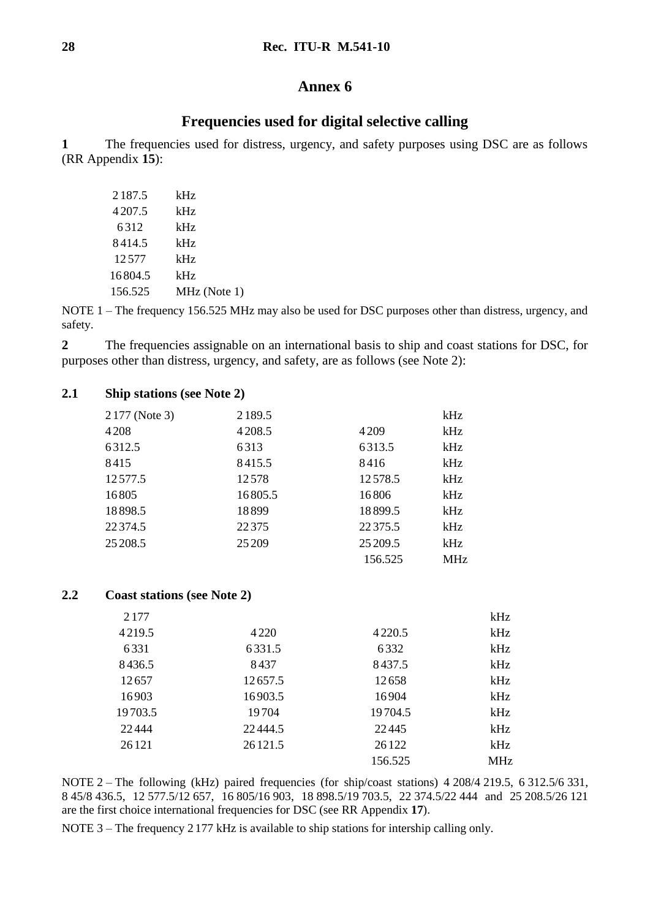# Annex 6

## Frequencies used for digital selective calling

**1** The frequencies used for distress, urgency, and safety purposes using DSC are as follows (RR Appendix **15**):

| | |
|---|---|
| 2 187.5 | kHz |
| 4 207.5 | kHz |
| 6 312 | kHz |
| 8 414.5 | kHz |
| 12 577 | kHz |
| 16 804.5 | kHz |
| 156.525 | MHz (Note 1) |

NOTE 1 – The frequency 156.525 MHz may also be used for DSC purposes other than distress, urgency, and safety.

**2** The frequencies assignable on an international basis to ship and coast stations for DSC, for purposes other than distress, urgency, and safety, are as follows (see Note 2):

**2.1 Ship stations (see Note 2)**

| | | | |
|---|---|---|---|
| 2 177 (Note 3) | 2 189.5 | | kHz |
| 4 208 | 4 208.5 | 4 209 | kHz |
| 6 312.5 | 6 313 | 6 313.5 | kHz |
| 8 415 | 8 415.5 | 8 416 | kHz |
| 12 577.5 | 12 578 | 12 578.5 | kHz |
| 16 805 | 16 805.5 | 16 806 | kHz |
| 18 898.5 | 18 899 | 18 899.5 | kHz |
| 22 374.5 | 22 375 | 22 375.5 | kHz |
| 25 208.5 | 25 209 | 25 209.5 | kHz |
| | | 156.525 | MHz |

**2.2 Coast stations (see Note 2)**

| | | | |
|---|---|---|---|
| 2 177 | | | kHz |
| 4 219.5 | 4 220 | 4 220.5 | kHz |
| 6 331 | 6 331.5 | 6 332 | kHz |
| 8 436.5 | 8 437 | 8 437.5 | kHz |
| 12 657 | 12 657.5 | 12 658 | kHz |
| 16 903 | 16 903.5 | 16 904 | kHz |
| 19 703.5 | 19 704 | 19 704.5 | kHz |
| 22 444 | 22 444.5 | 22 445 | kHz |
| 26 121 | 26 121.5 | 26 122 | kHz |
| | | 156.525 | MHz |

NOTE 2 – The following (kHz) paired frequencies (for ship/coast stations) 4 208/4 219.5, 6 312.5/6 331, 8 45/8 436.5, 12 577.5/12 657, 16 805/16 903, 18 898.5/19 703.5, 22 374.5/22 444 and 25 208.5/26 121 are the first choice international frequencies for DSC (see RR Appendix **17**).

NOTE 3 – The frequency 2 177 kHz is available to ship stations for intership calling only.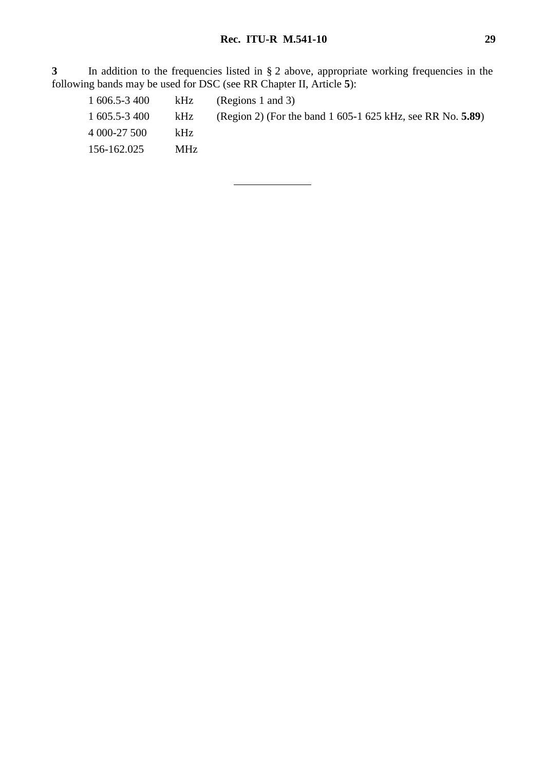**3** In addition to the frequencies listed in § 2 above, appropriate working frequencies in the following bands may be used for DSC (see RR Chapter II, Article **5**):

| | | |
|---|---|---|
| 1 606.5-3 400 | kHz | (Regions 1 and 3) |
| 1 605.5-3 400 | kHz | (Region 2) (For the band 1 605-1 625 kHz, see RR No. **5.89**) |
| 4 000-27 500 | kHz | |
| 156-162.025 | MHz | |